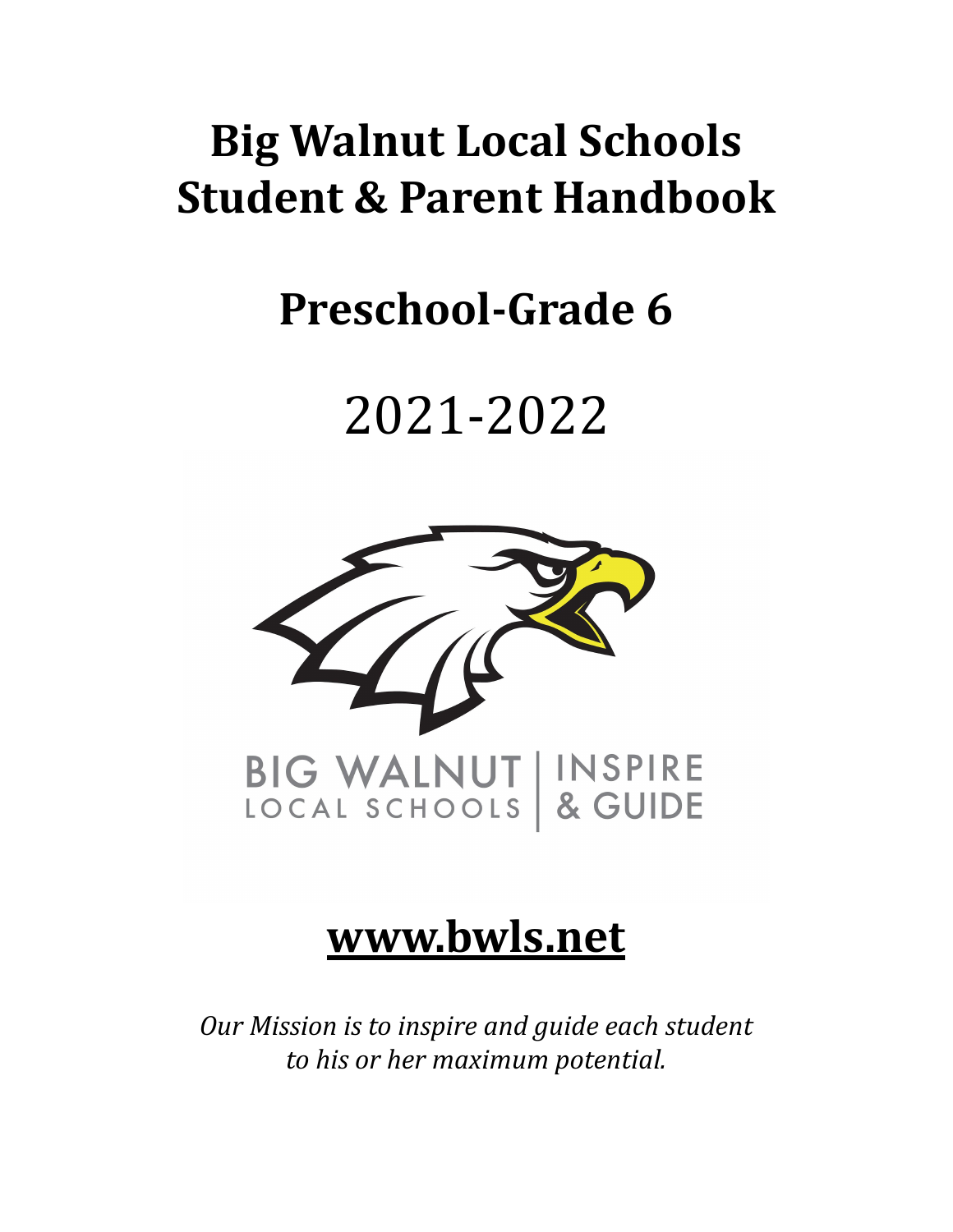# Big Walnut Local Schools Student & Parent Handbook

## Preschool-Grade 6

2021-2022

BIG WALNUT LOCAL SCHOOLS | INSPIRE & GUIDE

## www.bwls.net

*Our Mission is to inspire and guide each student to his or her maximum potential.*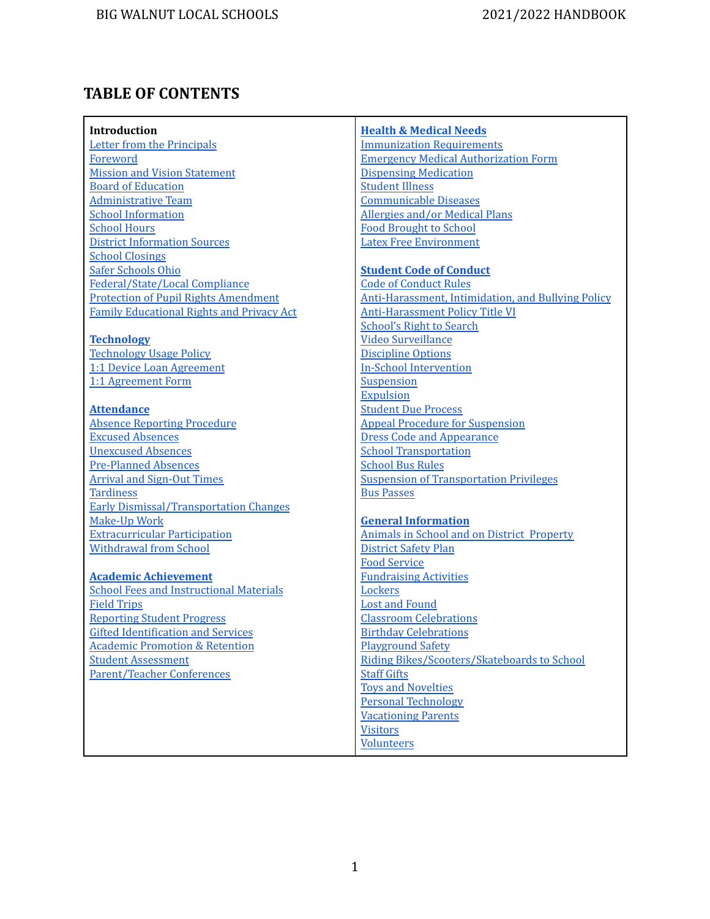# TABLE OF CONTENTS

**Introduction**
- Letter from the Principals
- Foreword
- Mission and Vision Statement
- Board of Education
- Administrative Team
- School Information
- School Hours
- District Information Sources
- School Closings
- Safer Schools Ohio
- Federal/State/Local Compliance
- Protection of Pupil Rights Amendment
- Family Educational Rights and Privacy Act

**Technology**
- Technology Usage Policy
- 1:1 Device Loan Agreement
- 1:1 Agreement Form

**Attendance**
- Absence Reporting Procedure
- Excused Absences
- Unexcused Absences
- Pre-Planned Absences
- Arrival and Sign-Out Times
- Tardiness
- Early Dismissal/Transportation Changes
- Make-Up Work
- Extracurricular Participation
- Withdrawal from School

**Academic Achievement**
- School Fees and Instructional Materials
- Field Trips
- Reporting Student Progress
- Gifted Identification and Services
- Academic Promotion & Retention
- Student Assessment
- Parent/Teacher Conferences

**Health & Medical Needs**
- Immunization Requirements
- Emergency Medical Authorization Form
- Dispensing Medication
- Student Illness
- Communicable Diseases
- Allergies and/or Medical Plans
- Food Brought to School
- Latex Free Environment

**Student Code of Conduct**
- Code of Conduct Rules
- Anti-Harassment, Intimidation, and Bullying Policy
- Anti-Harassment Policy Title VI
- School's Right to Search
- Video Surveillance
- Discipline Options
- In-School Intervention
- Suspension
- Expulsion
- Student Due Process
- Appeal Procedure for Suspension
- Dress Code and Appearance
- School Transportation
- School Bus Rules
- Suspension of Transportation Privileges
- Bus Passes

**General Information**
- Animals in School and on District Property
- District Safety Plan
- Food Service
- Fundraising Activities
- Lockers
- Lost and Found
- Classroom Celebrations
- Birthday Celebrations
- Playground Safety
- Riding Bikes/Scooters/Skateboards to School
- Staff Gifts
- Toys and Novelties
- Personal Technology
- Vacationing Parents
- Visitors
- Volunteers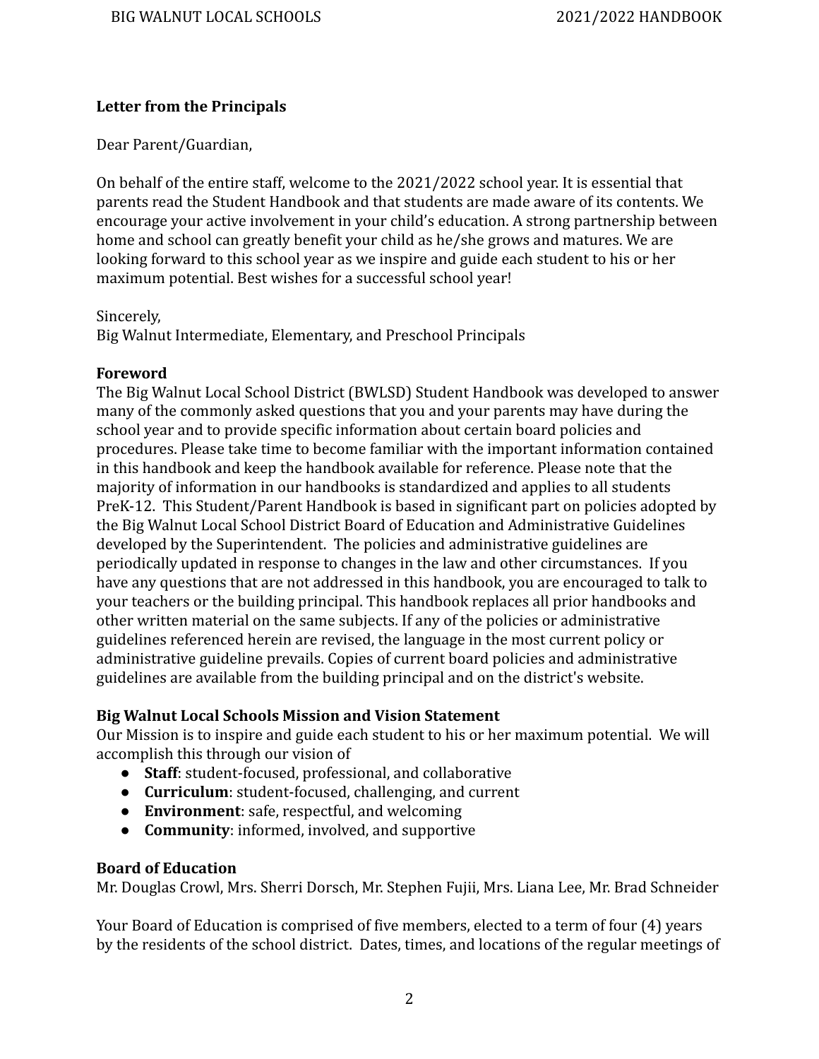**Letter from the Principals**

Dear Parent/Guardian,

On behalf of the entire staff, welcome to the 2021/2022 school year. It is essential that parents read the Student Handbook and that students are made aware of its contents. We encourage your active involvement in your child's education. A strong partnership between home and school can greatly benefit your child as he/she grows and matures. We are looking forward to this school year as we inspire and guide each student to his or her maximum potential. Best wishes for a successful school year!

Sincerely,
Big Walnut Intermediate, Elementary, and Preschool Principals

**Foreword**

The Big Walnut Local School District (BWLSD) Student Handbook was developed to answer many of the commonly asked questions that you and your parents may have during the school year and to provide specific information about certain board policies and procedures. Please take time to become familiar with the important information contained in this handbook and keep the handbook available for reference. Please note that the majority of information in our handbooks is standardized and applies to all students PreK-12. This Student/Parent Handbook is based in significant part on policies adopted by the Big Walnut Local School District Board of Education and Administrative Guidelines developed by the Superintendent. The policies and administrative guidelines are periodically updated in response to changes in the law and other circumstances. If you have any questions that are not addressed in this handbook, you are encouraged to talk to your teachers or the building principal. This handbook replaces all prior handbooks and other written material on the same subjects. If any of the policies or administrative guidelines referenced herein are revised, the language in the most current policy or administrative guideline prevails. Copies of current board policies and administrative guidelines are available from the building principal and on the district's website.

**Big Walnut Local Schools Mission and Vision Statement**

Our Mission is to inspire and guide each student to his or her maximum potential. We will accomplish this through our vision of

- **Staff**: student-focused, professional, and collaborative
- **Curriculum**: student-focused, challenging, and current
- **Environment**: safe, respectful, and welcoming
- **Community**: informed, involved, and supportive

**Board of Education**

Mr. Douglas Crowl, Mrs. Sherri Dorsch, Mr. Stephen Fujii, Mrs. Liana Lee, Mr. Brad Schneider

Your Board of Education is comprised of five members, elected to a term of four (4) years by the residents of the school district. Dates, times, and locations of the regular meetings of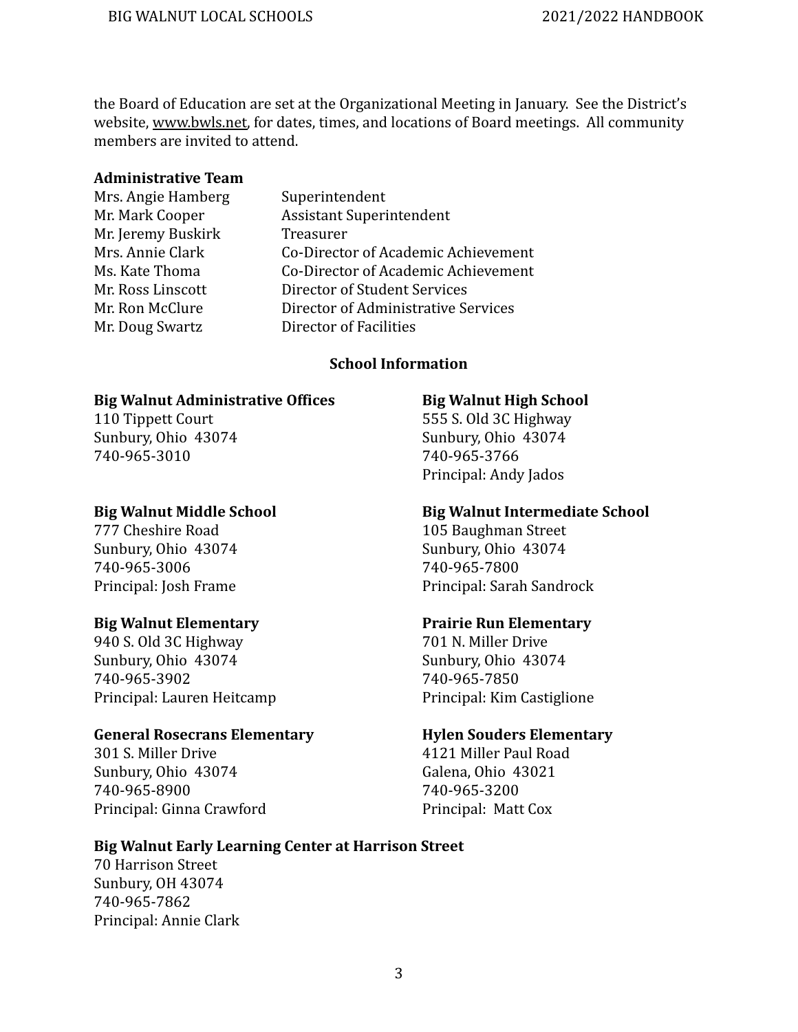the Board of Education are set at the Organizational Meeting in January. See the District's website, www.bwls.net, for dates, times, and locations of Board meetings. All community members are invited to attend.

**Administrative Team**

| | |
|---|---|
| Mrs. Angie Hamberg | Superintendent |
| Mr. Mark Cooper | Assistant Superintendent |
| Mr. Jeremy Buskirk | Treasurer |
| Mrs. Annie Clark | Co-Director of Academic Achievement |
| Ms. Kate Thoma | Co-Director of Academic Achievement |
| Mr. Ross Linscott | Director of Student Services |
| Mr. Ron McClure | Director of Administrative Services |
| Mr. Doug Swartz | Director of Facilities |

## School Information

**Big Walnut Administrative Offices**
110 Tippett Court
Sunbury, Ohio 43074
740-965-3010

**Big Walnut High School**
555 S. Old 3C Highway
Sunbury, Ohio 43074
740-965-3766
Principal: Andy Jados

**Big Walnut Middle School**
777 Cheshire Road
Sunbury, Ohio 43074
740-965-3006
Principal: Josh Frame

**Big Walnut Intermediate School**
105 Baughman Street
Sunbury, Ohio 43074
740-965-7800
Principal: Sarah Sandrock

**Big Walnut Elementary**
940 S. Old 3C Highway
Sunbury, Ohio 43074
740-965-3902
Principal: Lauren Heitcamp

**Prairie Run Elementary**
701 N. Miller Drive
Sunbury, Ohio 43074
740-965-7850
Principal: Kim Castiglione

**General Rosecrans Elementary**
301 S. Miller Drive
Sunbury, Ohio 43074
740-965-8900
Principal: Ginna Crawford

**Hylen Souders Elementary**
4121 Miller Paul Road
Galena, Ohio 43021
740-965-3200
Principal: Matt Cox

**Big Walnut Early Learning Center at Harrison Street**
70 Harrison Street
Sunbury, OH 43074
740-965-7862
Principal: Annie Clark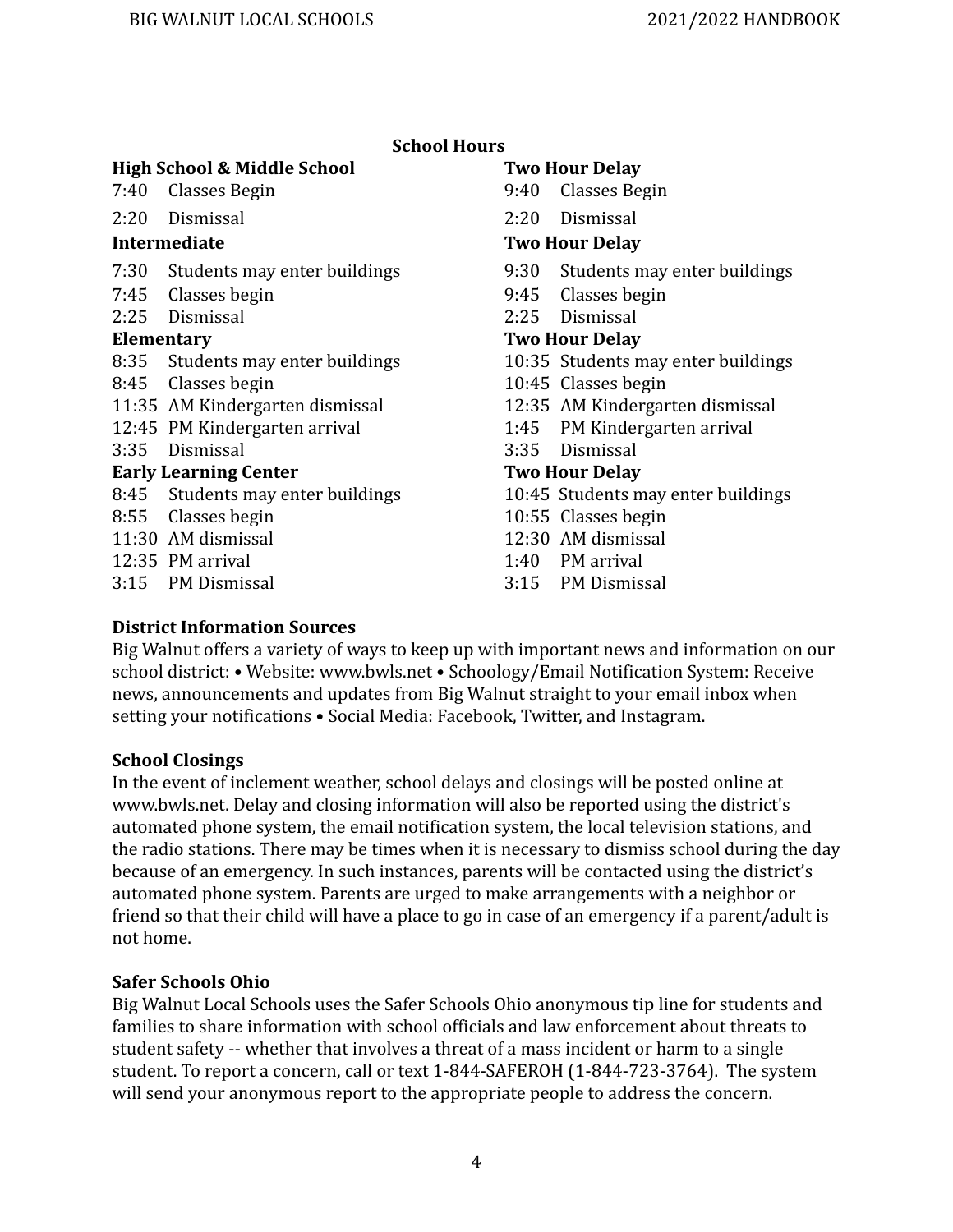## School Hours

| High School & Middle School | | Two Hour Delay | |
|---|---|---|---|
| 7:40 | Classes Begin | 9:40 | Classes Begin |
| 2:20 | Dismissal | 2:20 | Dismissal |
| **Intermediate** | | **Two Hour Delay** | |
| 7:30 | Students may enter buildings | 9:30 | Students may enter buildings |
| 7:45 | Classes begin | 9:45 | Classes begin |
| 2:25 | Dismissal | 2:25 | Dismissal |
| **Elementary** | | **Two Hour Delay** | |
| 8:35 | Students may enter buildings | 10:35 | Students may enter buildings |
| 8:45 | Classes begin | 10:45 | Classes begin |
| 11:35 | AM Kindergarten dismissal | 12:35 | AM Kindergarten dismissal |
| 12:45 | PM Kindergarten arrival | 1:45 | PM Kindergarten arrival |
| 3:35 | Dismissal | 3:35 | Dismissal |
| **Early Learning Center** | | **Two Hour Delay** | |
| 8:45 | Students may enter buildings | 10:45 | Students may enter buildings |
| 8:55 | Classes begin | 10:55 | Classes begin |
| 11:30 | AM dismissal | 12:30 | AM dismissal |
| 12:35 | PM arrival | 1:40 | PM arrival |
| 3:15 | PM Dismissal | 3:15 | PM Dismissal |

**District Information Sources**

Big Walnut offers a variety of ways to keep up with important news and information on our school district: • Website: www.bwls.net • Schoology/Email Notification System: Receive news, announcements and updates from Big Walnut straight to your email inbox when setting your notifications • Social Media: Facebook, Twitter, and Instagram.

**School Closings**

In the event of inclement weather, school delays and closings will be posted online at www.bwls.net. Delay and closing information will also be reported using the district's automated phone system, the email notification system, the local television stations, and the radio stations. There may be times when it is necessary to dismiss school during the day because of an emergency. In such instances, parents will be contacted using the district's automated phone system. Parents are urged to make arrangements with a neighbor or friend so that their child will have a place to go in case of an emergency if a parent/adult is not home.

**Safer Schools Ohio**

Big Walnut Local Schools uses the Safer Schools Ohio anonymous tip line for students and families to share information with school officials and law enforcement about threats to student safety -- whether that involves a threat of a mass incident or harm to a single student. To report a concern, call or text 1-844-SAFEROH (1-844-723-3764). The system will send your anonymous report to the appropriate people to address the concern.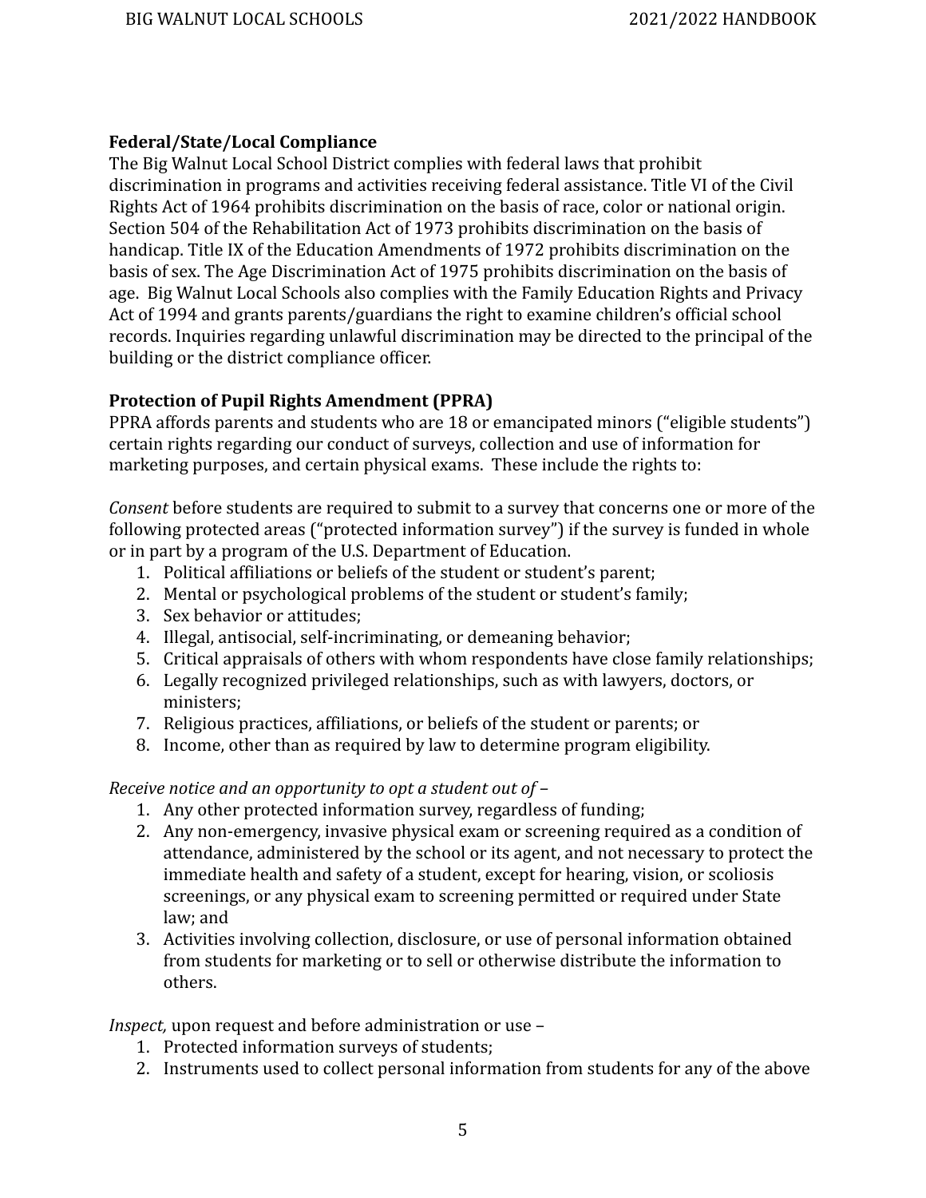**Federal/State/Local Compliance**

The Big Walnut Local School District complies with federal laws that prohibit discrimination in programs and activities receiving federal assistance. Title VI of the Civil Rights Act of 1964 prohibits discrimination on the basis of race, color or national origin. Section 504 of the Rehabilitation Act of 1973 prohibits discrimination on the basis of handicap. Title IX of the Education Amendments of 1972 prohibits discrimination on the basis of sex. The Age Discrimination Act of 1975 prohibits discrimination on the basis of age. Big Walnut Local Schools also complies with the Family Education Rights and Privacy Act of 1994 and grants parents/guardians the right to examine children's official school records. Inquiries regarding unlawful discrimination may be directed to the principal of the building or the district compliance officer.

**Protection of Pupil Rights Amendment (PPRA)**

PPRA affords parents and students who are 18 or emancipated minors ("eligible students") certain rights regarding our conduct of surveys, collection and use of information for marketing purposes, and certain physical exams. These include the rights to:

*Consent* before students are required to submit to a survey that concerns one or more of the following protected areas ("protected information survey") if the survey is funded in whole or in part by a program of the U.S. Department of Education.

1. Political affiliations or beliefs of the student or student's parent;
2. Mental or psychological problems of the student or student's family;
3. Sex behavior or attitudes;
4. Illegal, antisocial, self-incriminating, or demeaning behavior;
5. Critical appraisals of others with whom respondents have close family relationships;
6. Legally recognized privileged relationships, such as with lawyers, doctors, or ministers;
7. Religious practices, affiliations, or beliefs of the student or parents; or
8. Income, other than as required by law to determine program eligibility.

*Receive notice and an opportunity to opt a student out of* –

1. Any other protected information survey, regardless of funding;
2. Any non-emergency, invasive physical exam or screening required as a condition of attendance, administered by the school or its agent, and not necessary to protect the immediate health and safety of a student, except for hearing, vision, or scoliosis screenings, or any physical exam to screening permitted or required under State law; and
3. Activities involving collection, disclosure, or use of personal information obtained from students for marketing or to sell or otherwise distribute the information to others.

*Inspect,* upon request and before administration or use –

1. Protected information surveys of students;
2. Instruments used to collect personal information from students for any of the above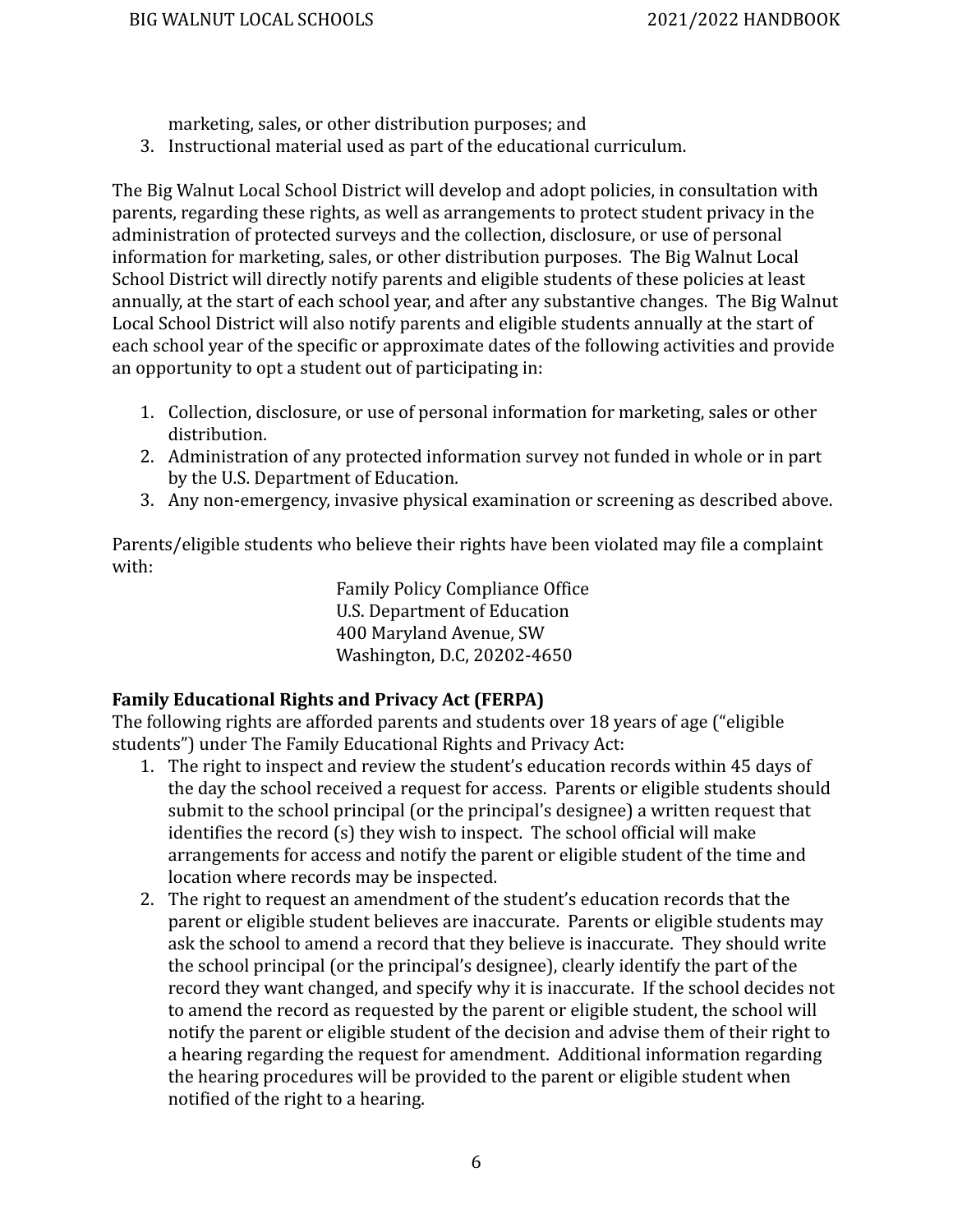marketing, sales, or other distribution purposes; and

3. Instructional material used as part of the educational curriculum.

The Big Walnut Local School District will develop and adopt policies, in consultation with parents, regarding these rights, as well as arrangements to protect student privacy in the administration of protected surveys and the collection, disclosure, or use of personal information for marketing, sales, or other distribution purposes. The Big Walnut Local School District will directly notify parents and eligible students of these policies at least annually, at the start of each school year, and after any substantive changes. The Big Walnut Local School District will also notify parents and eligible students annually at the start of each school year of the specific or approximate dates of the following activities and provide an opportunity to opt a student out of participating in:

1. Collection, disclosure, or use of personal information for marketing, sales or other distribution.
2. Administration of any protected information survey not funded in whole or in part by the U.S. Department of Education.
3. Any non-emergency, invasive physical examination or screening as described above.

Parents/eligible students who believe their rights have been violated may file a complaint with:

Family Policy Compliance Office
U.S. Department of Education
400 Maryland Avenue, SW
Washington, D.C, 20202-4650

**Family Educational Rights and Privacy Act (FERPA)**

The following rights are afforded parents and students over 18 years of age ("eligible students") under The Family Educational Rights and Privacy Act:

1. The right to inspect and review the student's education records within 45 days of the day the school received a request for access. Parents or eligible students should submit to the school principal (or the principal's designee) a written request that identifies the record (s) they wish to inspect. The school official will make arrangements for access and notify the parent or eligible student of the time and location where records may be inspected.
2. The right to request an amendment of the student's education records that the parent or eligible student believes are inaccurate. Parents or eligible students may ask the school to amend a record that they believe is inaccurate. They should write the school principal (or the principal's designee), clearly identify the part of the record they want changed, and specify why it is inaccurate. If the school decides not to amend the record as requested by the parent or eligible student, the school will notify the parent or eligible student of the decision and advise them of their right to a hearing regarding the request for amendment. Additional information regarding the hearing procedures will be provided to the parent or eligible student when notified of the right to a hearing.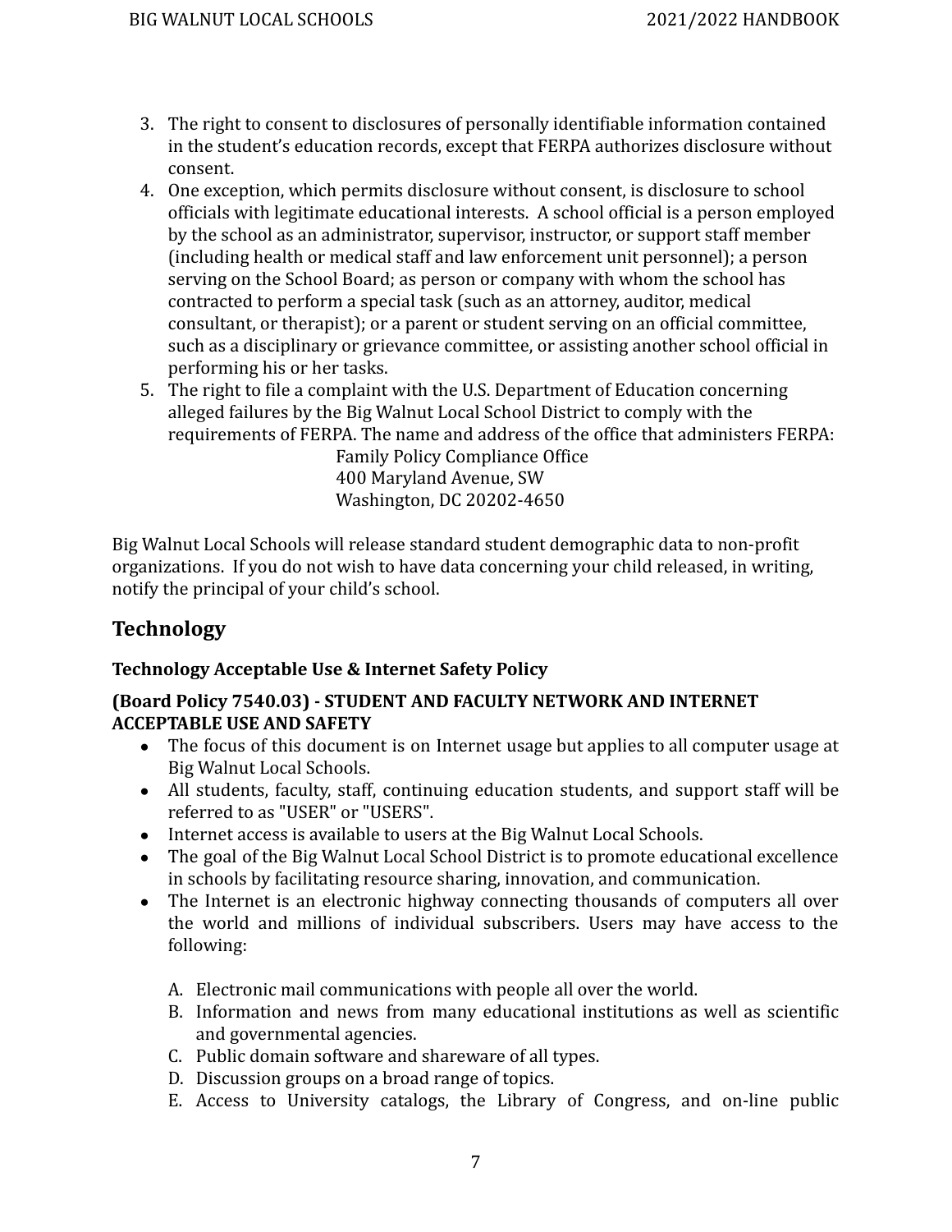3. The right to consent to disclosures of personally identifiable information contained in the student's education records, except that FERPA authorizes disclosure without consent.
4. One exception, which permits disclosure without consent, is disclosure to school officials with legitimate educational interests.  A school official is a person employed by the school as an administrator, supervisor, instructor, or support staff member (including health or medical staff and law enforcement unit personnel); a person serving on the School Board; as person or company with whom the school has contracted to perform a special task (such as an attorney, auditor, medical consultant, or therapist); or a parent or student serving on an official committee, such as a disciplinary or grievance committee, or assisting another school official in performing his or her tasks.
5. The right to file a complaint with the U.S. Department of Education concerning alleged failures by the Big Walnut Local School District to comply with the requirements of FERPA. The name and address of the office that administers FERPA:

    Family Policy Compliance Office
    400 Maryland Avenue, SW
    Washington, DC 20202-4650

Big Walnut Local Schools will release standard student demographic data to non-profit organizations.  If you do not wish to have data concerning your child released, in writing, notify the principal of your child's school.

## Technology

### Technology Acceptable Use & Internet Safety Policy

**(Board Policy 7540.03) - STUDENT AND FACULTY NETWORK AND INTERNET ACCEPTABLE USE AND SAFETY**

- The focus of this document is on Internet usage but applies to all computer usage at Big Walnut Local Schools.
- All students, faculty, staff, continuing education students, and support staff will be referred to as "USER" or "USERS".
- Internet access is available to users at the Big Walnut Local Schools.
- The goal of the Big Walnut Local School District is to promote educational excellence in schools by facilitating resource sharing, innovation, and communication.
- The Internet is an electronic highway connecting thousands of computers all over the world and millions of individual subscribers. Users may have access to the following:

    A. Electronic mail communications with people all over the world.
    B. Information and news from many educational institutions as well as scientific and governmental agencies.
    C. Public domain software and shareware of all types.
    D. Discussion groups on a broad range of topics.
    E. Access to University catalogs, the Library of Congress, and on-line public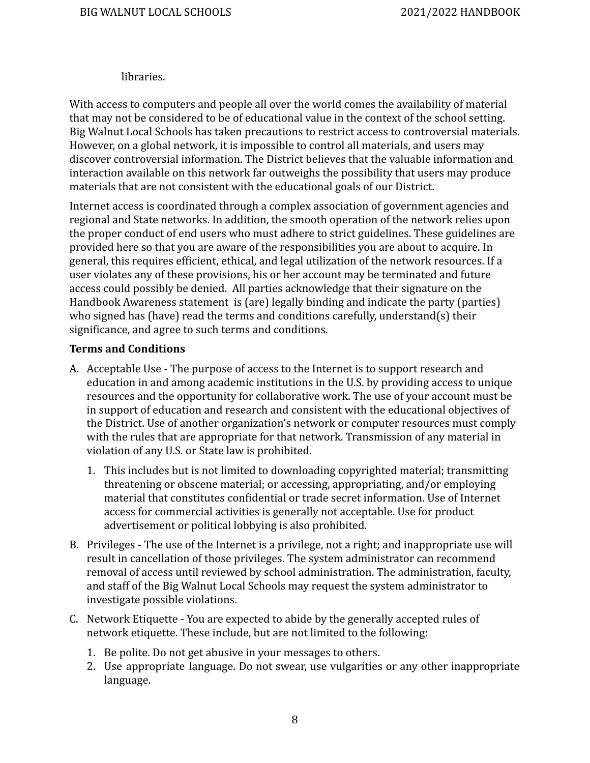libraries.

With access to computers and people all over the world comes the availability of material that may not be considered to be of educational value in the context of the school setting. Big Walnut Local Schools has taken precautions to restrict access to controversial materials. However, on a global network, it is impossible to control all materials, and users may discover controversial information. The District believes that the valuable information and interaction available on this network far outweighs the possibility that users may produce materials that are not consistent with the educational goals of our District.

Internet access is coordinated through a complex association of government agencies and regional and State networks. In addition, the smooth operation of the network relies upon the proper conduct of end users who must adhere to strict guidelines. These guidelines are provided here so that you are aware of the responsibilities you are about to acquire. In general, this requires efficient, ethical, and legal utilization of the network resources. If a user violates any of these provisions, his or her account may be terminated and future access could possibly be denied. All parties acknowledge that their signature on the Handbook Awareness statement is (are) legally binding and indicate the party (parties) who signed has (have) read the terms and conditions carefully, understand(s) their significance, and agree to such terms and conditions.

**Terms and Conditions**

A. Acceptable Use - The purpose of access to the Internet is to support research and education in and among academic institutions in the U.S. by providing access to unique resources and the opportunity for collaborative work. The use of your account must be in support of education and research and consistent with the educational objectives of the District. Use of another organization's network or computer resources must comply with the rules that are appropriate for that network. Transmission of any material in violation of any U.S. or State law is prohibited.

   1. This includes but is not limited to downloading copyrighted material; transmitting threatening or obscene material; or accessing, appropriating, and/or employing material that constitutes confidential or trade secret information. Use of Internet access for commercial activities is generally not acceptable. Use for product advertisement or political lobbying is also prohibited.

B. Privileges - The use of the Internet is a privilege, not a right; and inappropriate use will result in cancellation of those privileges. The system administrator can recommend removal of access until reviewed by school administration. The administration, faculty, and staff of the Big Walnut Local Schools may request the system administrator to investigate possible violations.

C. Network Etiquette - You are expected to abide by the generally accepted rules of network etiquette. These include, but are not limited to the following:

   1. Be polite. Do not get abusive in your messages to others.
   2. Use appropriate language. Do not swear, use vulgarities or any other inappropriate language.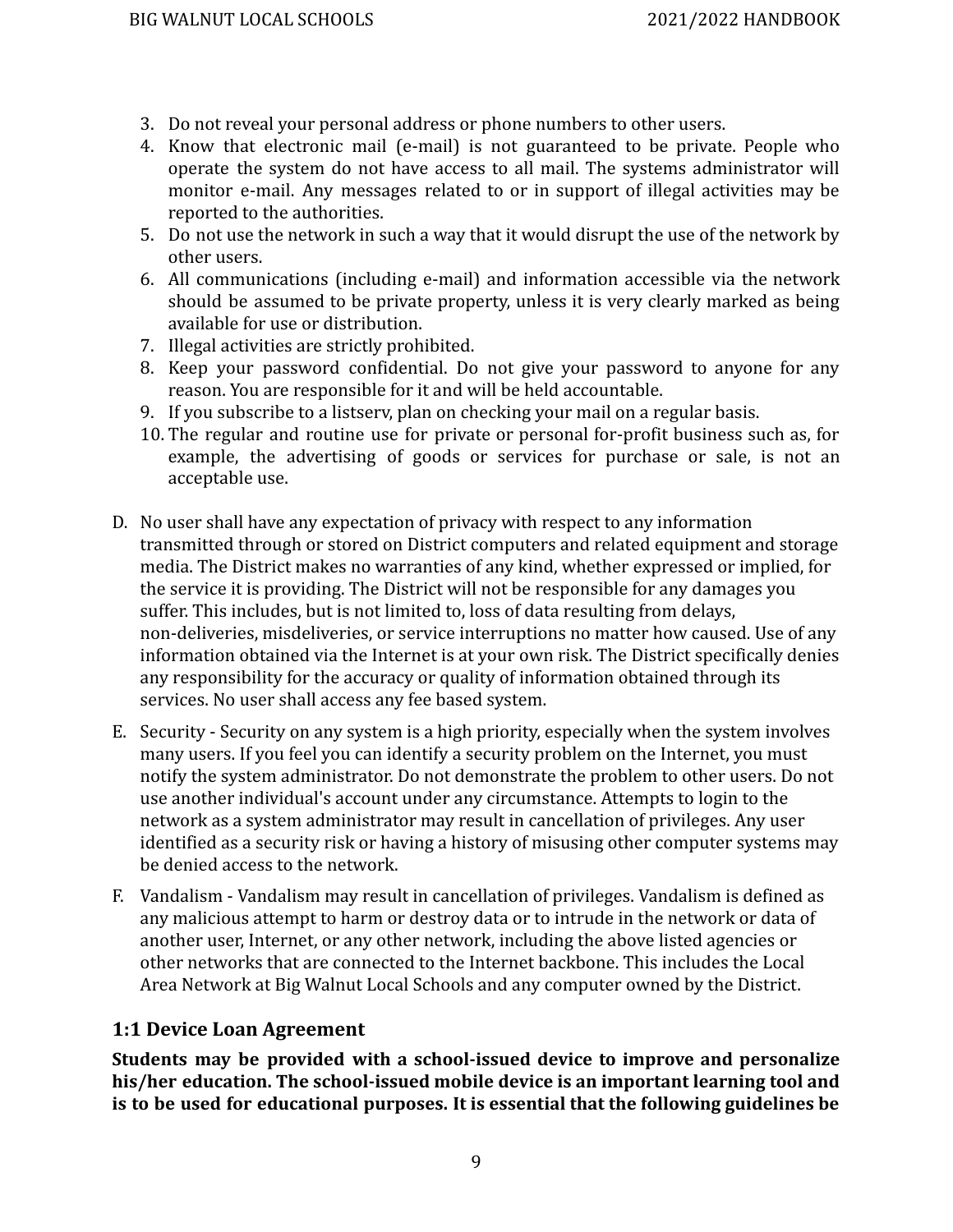3. Do not reveal your personal address or phone numbers to other users.
4. Know that electronic mail (e-mail) is not guaranteed to be private. People who operate the system do not have access to all mail. The systems administrator will monitor e-mail. Any messages related to or in support of illegal activities may be reported to the authorities.
5. Do not use the network in such a way that it would disrupt the use of the network by other users.
6. All communications (including e-mail) and information accessible via the network should be assumed to be private property, unless it is very clearly marked as being available for use or distribution.
7. Illegal activities are strictly prohibited.
8. Keep your password confidential. Do not give your password to anyone for any reason. You are responsible for it and will be held accountable.
9. If you subscribe to a listserv, plan on checking your mail on a regular basis.
10. The regular and routine use for private or personal for-profit business such as, for example, the advertising of goods or services for purchase or sale, is not an acceptable use.

D. No user shall have any expectation of privacy with respect to any information transmitted through or stored on District computers and related equipment and storage media. The District makes no warranties of any kind, whether expressed or implied, for the service it is providing. The District will not be responsible for any damages you suffer. This includes, but is not limited to, loss of data resulting from delays, non-deliveries, misdeliveries, or service interruptions no matter how caused. Use of any information obtained via the Internet is at your own risk. The District specifically denies any responsibility for the accuracy or quality of information obtained through its services. No user shall access any fee based system.

E. Security - Security on any system is a high priority, especially when the system involves many users. If you feel you can identify a security problem on the Internet, you must notify the system administrator. Do not demonstrate the problem to other users. Do not use another individual's account under any circumstance. Attempts to login to the network as a system administrator may result in cancellation of privileges. Any user identified as a security risk or having a history of misusing other computer systems may be denied access to the network.

F. Vandalism - Vandalism may result in cancellation of privileges. Vandalism is defined as any malicious attempt to harm or destroy data or to intrude in the network or data of another user, Internet, or any other network, including the above listed agencies or other networks that are connected to the Internet backbone. This includes the Local Area Network at Big Walnut Local Schools and any computer owned by the District.

## 1:1 Device Loan Agreement

**Students may be provided with a school-issued device to improve and personalize his/her education. The school-issued mobile device is an important learning tool and is to be used for educational purposes. It is essential that the following guidelines be**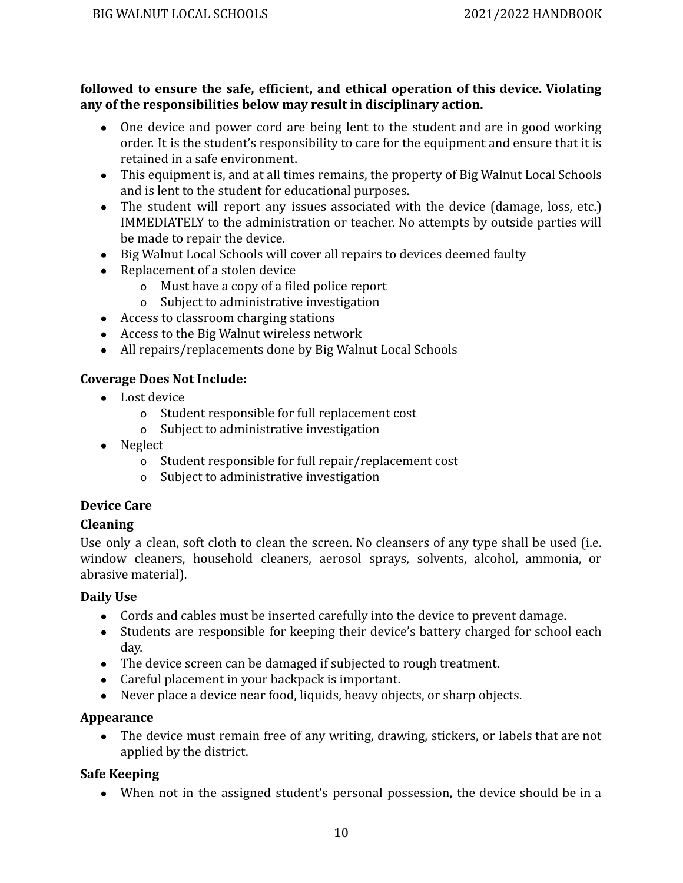**followed to ensure the safe, efficient, and ethical operation of this device. Violating any of the responsibilities below may result in disciplinary action.**

- One device and power cord are being lent to the student and are in good working order. It is the student's responsibility to care for the equipment and ensure that it is retained in a safe environment.
- This equipment is, and at all times remains, the property of Big Walnut Local Schools and is lent to the student for educational purposes.
- The student will report any issues associated with the device (damage, loss, etc.) IMMEDIATELY to the administration or teacher. No attempts by outside parties will be made to repair the device.
- Big Walnut Local Schools will cover all repairs to devices deemed faulty
- Replacement of a stolen device
  - Must have a copy of a filed police report
  - Subject to administrative investigation
- Access to classroom charging stations
- Access to the Big Walnut wireless network
- All repairs/replacements done by Big Walnut Local Schools

**Coverage Does Not Include:**

- Lost device
  - Student responsible for full replacement cost
  - Subject to administrative investigation
- Neglect
  - Student responsible for full repair/replacement cost
  - Subject to administrative investigation

**Device Care**

**Cleaning**

Use only a clean, soft cloth to clean the screen. No cleansers of any type shall be used (i.e. window cleaners, household cleaners, aerosol sprays, solvents, alcohol, ammonia, or abrasive material).

**Daily Use**

- Cords and cables must be inserted carefully into the device to prevent damage.
- Students are responsible for keeping their device's battery charged for school each day.
- The device screen can be damaged if subjected to rough treatment.
- Careful placement in your backpack is important.
- Never place a device near food, liquids, heavy objects, or sharp objects.

**Appearance**

- The device must remain free of any writing, drawing, stickers, or labels that are not applied by the district.

**Safe Keeping**

- When not in the assigned student's personal possession, the device should be in a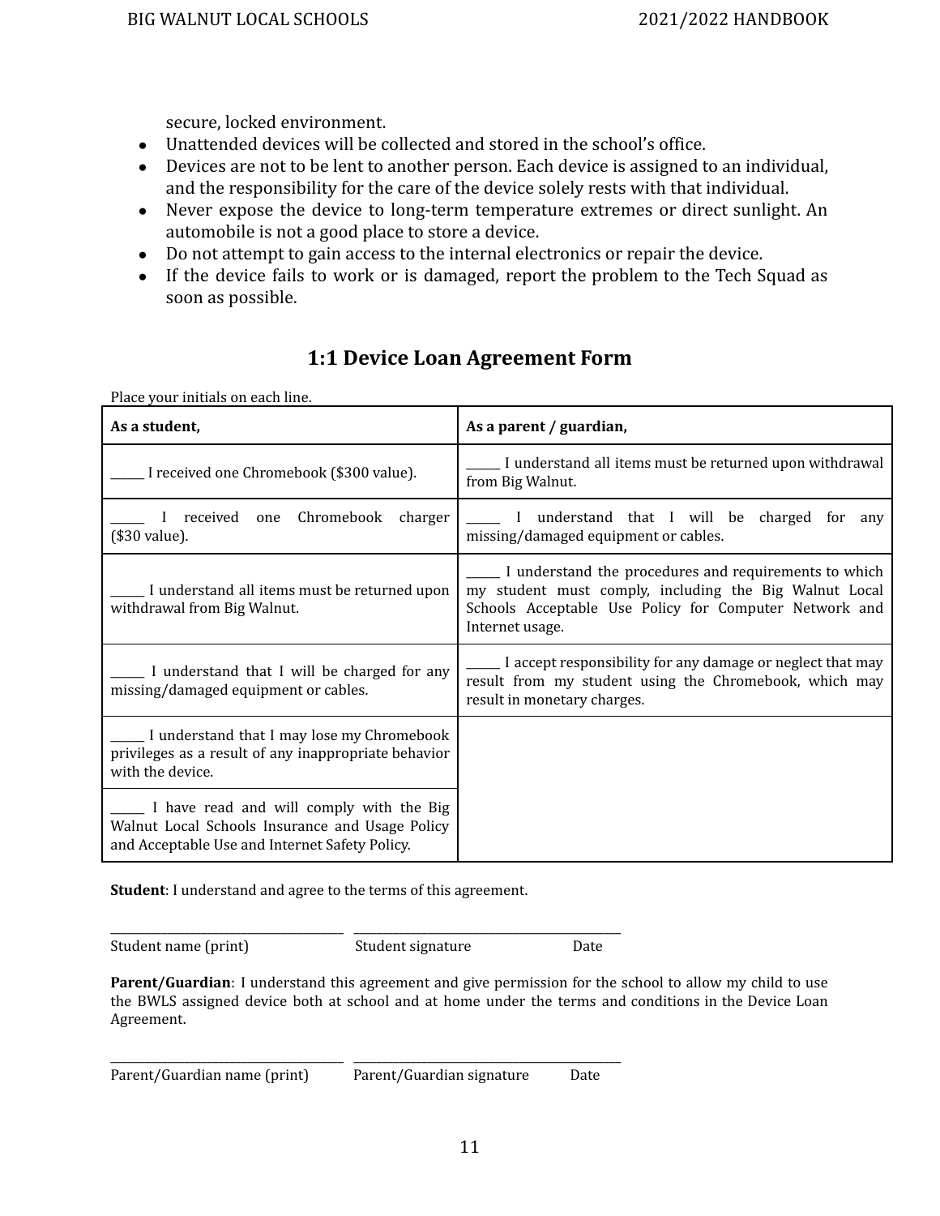secure, locked environment.

- Unattended devices will be collected and stored in the school's office.
- Devices are not to be lent to another person. Each device is assigned to an individual, and the responsibility for the care of the device solely rests with that individual.
- Never expose the device to long-term temperature extremes or direct sunlight. An automobile is not a good place to store a device.
- Do not attempt to gain access to the internal electronics or repair the device.
- If the device fails to work or is damaged, report the problem to the Tech Squad as soon as possible.

## 1:1 Device Loan Agreement Form

Place your initials on each line.

| **As a student,** | **As a parent / guardian,** |
|---|---|
| _____ I received one Chromebook ($300 value). | _____ I understand all items must be returned upon withdrawal from Big Walnut. |
| _____ I received one Chromebook charger ($30 value). | _____ I understand that I will be charged for any missing/damaged equipment or cables. |
| _____ I understand all items must be returned upon withdrawal from Big Walnut. | _____ I understand the procedures and requirements to which my student must comply, including the Big Walnut Local Schools Acceptable Use Policy for Computer Network and Internet usage. |
| _____ I understand that I will be charged for any missing/damaged equipment or cables. | _____ I accept responsibility for any damage or neglect that may result from my student using the Chromebook, which may result in monetary charges. |
| _____ I understand that I may lose my Chromebook privileges as a result of any inappropriate behavior with the device. | |
| _____ I have read and will comply with the Big Walnut Local Schools Insurance and Usage Policy and Acceptable Use and Internet Safety Policy. | |

**Student**: I understand and agree to the terms of this agreement.

___________________________________ ________________________________________

Student name (print) Student signature Date

**Parent/Guardian**: I understand this agreement and give permission for the school to allow my child to use the BWLS assigned device both at school and at home under the terms and conditions in the Device Loan Agreement.

___________________________________ ________________________________________

Parent/Guardian name (print) Parent/Guardian signature Date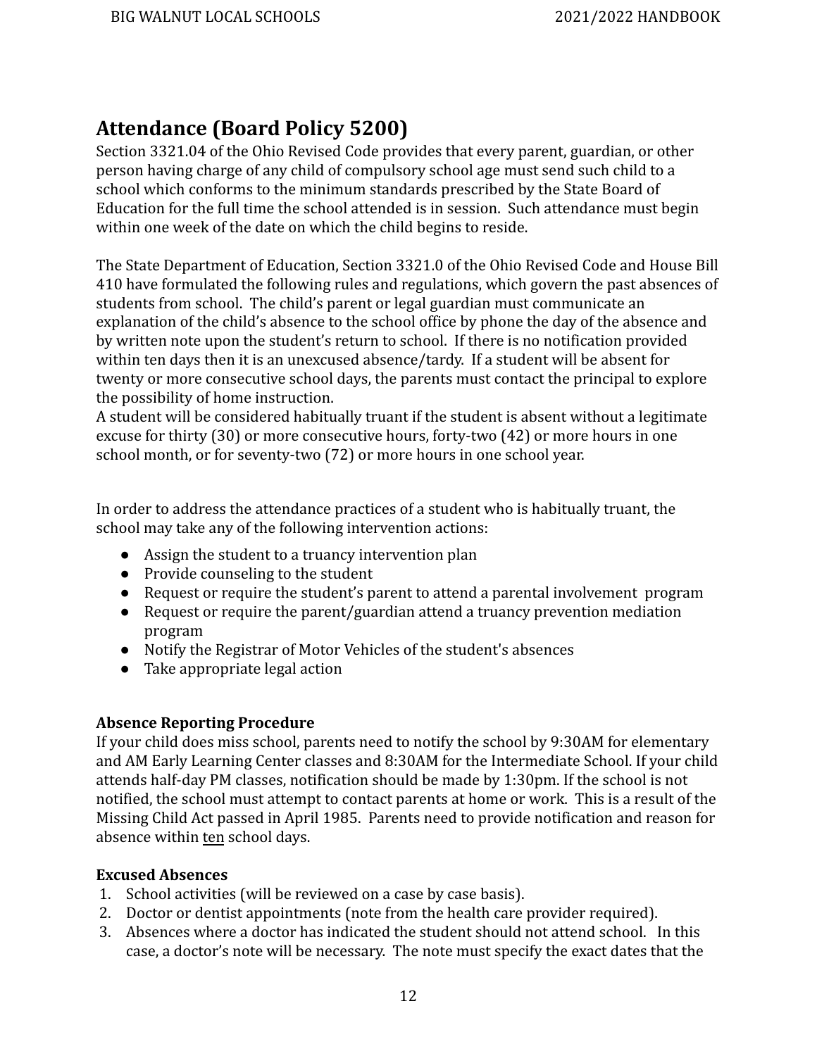## Attendance (Board Policy 5200)

Section 3321.04 of the Ohio Revised Code provides that every parent, guardian, or other person having charge of any child of compulsory school age must send such child to a school which conforms to the minimum standards prescribed by the State Board of Education for the full time the school attended is in session. Such attendance must begin within one week of the date on which the child begins to reside.

The State Department of Education, Section 3321.0 of the Ohio Revised Code and House Bill 410 have formulated the following rules and regulations, which govern the past absences of students from school. The child's parent or legal guardian must communicate an explanation of the child's absence to the school office by phone the day of the absence and by written note upon the student's return to school. If there is no notification provided within ten days then it is an unexcused absence/tardy. If a student will be absent for twenty or more consecutive school days, the parents must contact the principal to explore the possibility of home instruction.
A student will be considered habitually truant if the student is absent without a legitimate excuse for thirty (30) or more consecutive hours, forty-two (42) or more hours in one school month, or for seventy-two (72) or more hours in one school year.

In order to address the attendance practices of a student who is habitually truant, the school may take any of the following intervention actions:

- Assign the student to a truancy intervention plan
- Provide counseling to the student
- Request or require the student's parent to attend a parental involvement program
- Request or require the parent/guardian attend a truancy prevention mediation program
- Notify the Registrar of Motor Vehicles of the student's absences
- Take appropriate legal action

**Absence Reporting Procedure**

If your child does miss school, parents need to notify the school by 9:30AM for elementary and AM Early Learning Center classes and 8:30AM for the Intermediate School. If your child attends half-day PM classes, notification should be made by 1:30pm. If the school is not notified, the school must attempt to contact parents at home or work. This is a result of the Missing Child Act passed in April 1985. Parents need to provide notification and reason for absence within ten school days.

**Excused Absences**

1. School activities (will be reviewed on a case by case basis).
2. Doctor or dentist appointments (note from the health care provider required).
3. Absences where a doctor has indicated the student should not attend school. In this case, a doctor's note will be necessary. The note must specify the exact dates that the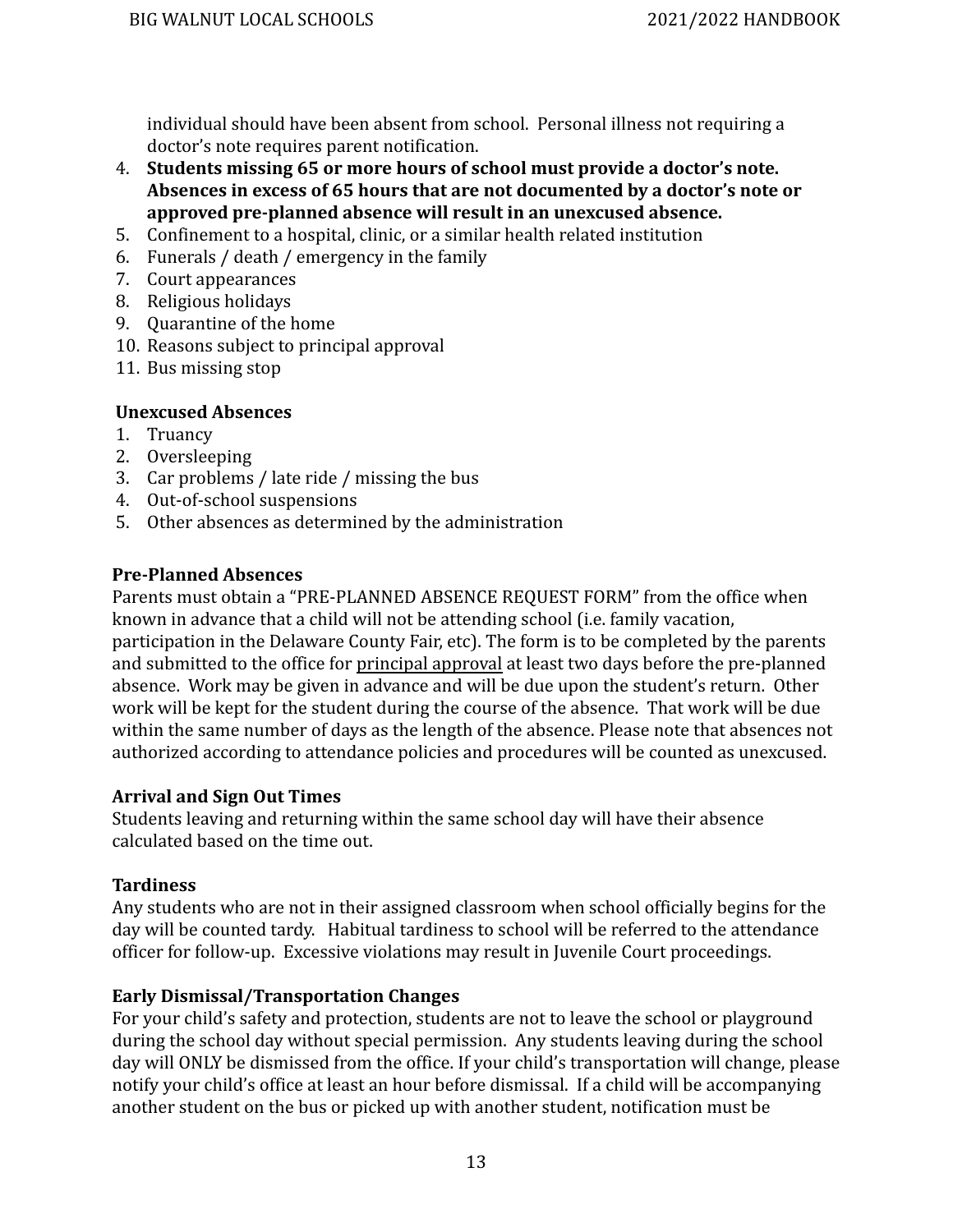individual should have been absent from school. Personal illness not requiring a doctor's note requires parent notification.

4. **Students missing 65 or more hours of school must provide a doctor's note. Absences in excess of 65 hours that are not documented by a doctor's note or approved pre-planned absence will result in an unexcused absence.**
5. Confinement to a hospital, clinic, or a similar health related institution
6. Funerals / death / emergency in the family
7. Court appearances
8. Religious holidays
9. Quarantine of the home
10. Reasons subject to principal approval
11. Bus missing stop

**Unexcused Absences**

1. Truancy
2. Oversleeping
3. Car problems / late ride / missing the bus
4. Out-of-school suspensions
5. Other absences as determined by the administration

**Pre-Planned Absences**

Parents must obtain a "PRE-PLANNED ABSENCE REQUEST FORM" from the office when known in advance that a child will not be attending school (i.e. family vacation, participation in the Delaware County Fair, etc). The form is to be completed by the parents and submitted to the office for <u>principal approval</u> at least two days before the pre-planned absence. Work may be given in advance and will be due upon the student's return. Other work will be kept for the student during the course of the absence. That work will be due within the same number of days as the length of the absence. Please note that absences not authorized according to attendance policies and procedures will be counted as unexcused.

**Arrival and Sign Out Times**

Students leaving and returning within the same school day will have their absence calculated based on the time out.

**Tardiness**

Any students who are not in their assigned classroom when school officially begins for the day will be counted tardy. Habitual tardiness to school will be referred to the attendance officer for follow-up. Excessive violations may result in Juvenile Court proceedings.

**Early Dismissal/Transportation Changes**

For your child's safety and protection, students are not to leave the school or playground during the school day without special permission. Any students leaving during the school day will ONLY be dismissed from the office. If your child's transportation will change, please notify your child's office at least an hour before dismissal. If a child will be accompanying another student on the bus or picked up with another student, notification must be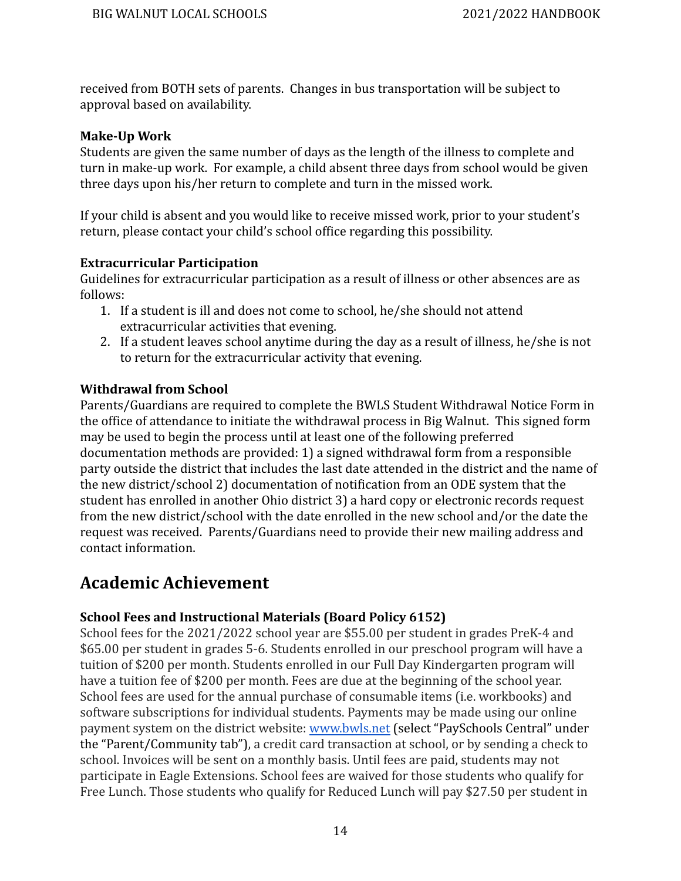received from BOTH sets of parents. Changes in bus transportation will be subject to approval based on availability.

**Make-Up Work**

Students are given the same number of days as the length of the illness to complete and turn in make-up work. For example, a child absent three days from school would be given three days upon his/her return to complete and turn in the missed work.

If your child is absent and you would like to receive missed work, prior to your student's return, please contact your child's school office regarding this possibility.

**Extracurricular Participation**

Guidelines for extracurricular participation as a result of illness or other absences are as follows:

1. If a student is ill and does not come to school, he/she should not attend extracurricular activities that evening.
2. If a student leaves school anytime during the day as a result of illness, he/she is not to return for the extracurricular activity that evening.

**Withdrawal from School**

Parents/Guardians are required to complete the BWLS Student Withdrawal Notice Form in the office of attendance to initiate the withdrawal process in Big Walnut. This signed form may be used to begin the process until at least one of the following preferred documentation methods are provided: 1) a signed withdrawal form from a responsible party outside the district that includes the last date attended in the district and the name of the new district/school 2) documentation of notification from an ODE system that the student has enrolled in another Ohio district 3) a hard copy or electronic records request from the new district/school with the date enrolled in the new school and/or the date the request was received. Parents/Guardians need to provide their new mailing address and contact information.

## Academic Achievement

**School Fees and Instructional Materials (Board Policy 6152)**

School fees for the 2021/2022 school year are $55.00 per student in grades PreK-4 and $65.00 per student in grades 5-6. Students enrolled in our preschool program will have a tuition of $200 per month. Students enrolled in our Full Day Kindergarten program will have a tuition fee of $200 per month. Fees are due at the beginning of the school year. School fees are used for the annual purchase of consumable items (i.e. workbooks) and software subscriptions for individual students. Payments may be made using our online payment system on the district website: [www.bwls.net](http://www.bwls.net) (select "PaySchools Central" under the "Parent/Community tab"), a credit card transaction at school, or by sending a check to school. Invoices will be sent on a monthly basis. Until fees are paid, students may not participate in Eagle Extensions. School fees are waived for those students who qualify for Free Lunch. Those students who qualify for Reduced Lunch will pay $27.50 per student in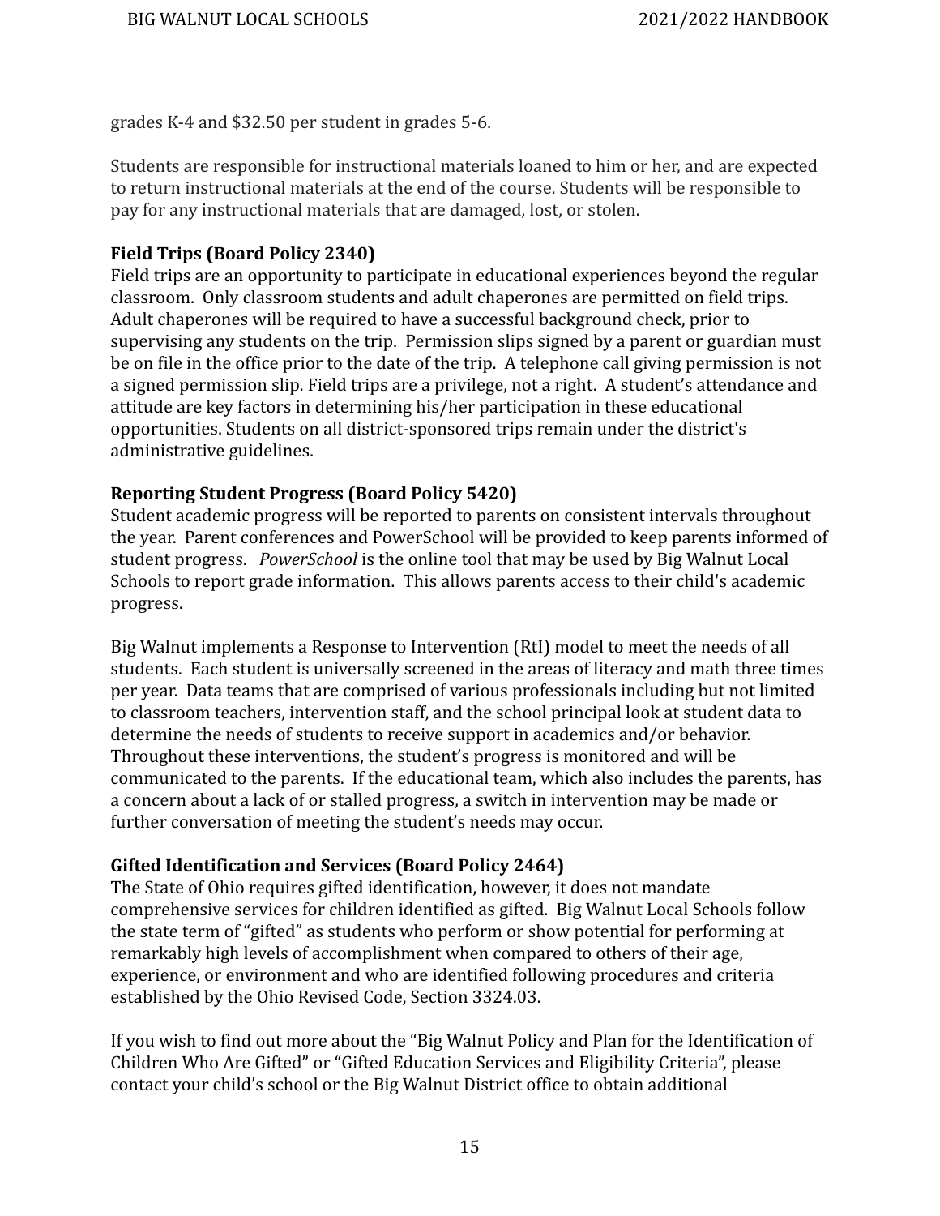grades K-4 and $32.50 per student in grades 5-6.

Students are responsible for instructional materials loaned to him or her, and are expected to return instructional materials at the end of the course. Students will be responsible to pay for any instructional materials that are damaged, lost, or stolen.

**Field Trips (Board Policy 2340)**
Field trips are an opportunity to participate in educational experiences beyond the regular classroom. Only classroom students and adult chaperones are permitted on field trips. Adult chaperones will be required to have a successful background check, prior to supervising any students on the trip. Permission slips signed by a parent or guardian must be on file in the office prior to the date of the trip. A telephone call giving permission is not a signed permission slip. Field trips are a privilege, not a right. A student's attendance and attitude are key factors in determining his/her participation in these educational opportunities. Students on all district-sponsored trips remain under the district's administrative guidelines.

**Reporting Student Progress (Board Policy 5420)**
Student academic progress will be reported to parents on consistent intervals throughout the year. Parent conferences and PowerSchool will be provided to keep parents informed of student progress. *PowerSchool* is the online tool that may be used by Big Walnut Local Schools to report grade information. This allows parents access to their child's academic progress.

Big Walnut implements a Response to Intervention (RtI) model to meet the needs of all students. Each student is universally screened in the areas of literacy and math three times per year. Data teams that are comprised of various professionals including but not limited to classroom teachers, intervention staff, and the school principal look at student data to determine the needs of students to receive support in academics and/or behavior. Throughout these interventions, the student's progress is monitored and will be communicated to the parents. If the educational team, which also includes the parents, has a concern about a lack of or stalled progress, a switch in intervention may be made or further conversation of meeting the student's needs may occur.

**Gifted Identification and Services (Board Policy 2464)**
The State of Ohio requires gifted identification, however, it does not mandate comprehensive services for children identified as gifted. Big Walnut Local Schools follow the state term of "gifted" as students who perform or show potential for performing at remarkably high levels of accomplishment when compared to others of their age, experience, or environment and who are identified following procedures and criteria established by the Ohio Revised Code, Section 3324.03.

If you wish to find out more about the "Big Walnut Policy and Plan for the Identification of Children Who Are Gifted" or "Gifted Education Services and Eligibility Criteria", please contact your child's school or the Big Walnut District office to obtain additional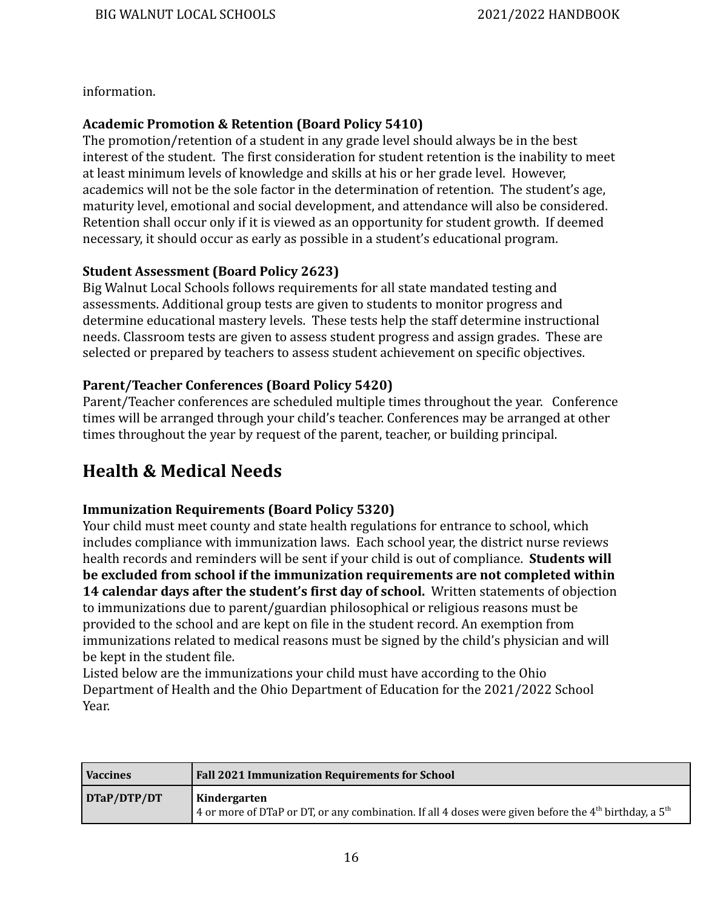information.

**Academic Promotion & Retention (Board Policy 5410)**
The promotion/retention of a student in any grade level should always be in the best interest of the student. The first consideration for student retention is the inability to meet at least minimum levels of knowledge and skills at his or her grade level. However, academics will not be the sole factor in the determination of retention. The student's age, maturity level, emotional and social development, and attendance will also be considered. Retention shall occur only if it is viewed as an opportunity for student growth. If deemed necessary, it should occur as early as possible in a student's educational program.

**Student Assessment (Board Policy 2623)**
Big Walnut Local Schools follows requirements for all state mandated testing and assessments. Additional group tests are given to students to monitor progress and determine educational mastery levels. These tests help the staff determine instructional needs. Classroom tests are given to assess student progress and assign grades. These are selected or prepared by teachers to assess student achievement on specific objectives.

**Parent/Teacher Conferences (Board Policy 5420)**
Parent/Teacher conferences are scheduled multiple times throughout the year. Conference times will be arranged through your child's teacher. Conferences may be arranged at other times throughout the year by request of the parent, teacher, or building principal.

## Health & Medical Needs

**Immunization Requirements (Board Policy 5320)**
Your child must meet county and state health regulations for entrance to school, which includes compliance with immunization laws. Each school year, the district nurse reviews health records and reminders will be sent if your child is out of compliance. **Students will be excluded from school if the immunization requirements are not completed within 14 calendar days after the student's first day of school.** Written statements of objection to immunizations due to parent/guardian philosophical or religious reasons must be provided to the school and are kept on file in the student record. An exemption from immunizations related to medical reasons must be signed by the child's physician and will be kept in the student file.
Listed below are the immunizations your child must have according to the Ohio Department of Health and the Ohio Department of Education for the 2021/2022 School Year.

| Vaccines | Fall 2021 Immunization Requirements for School |
|---|---|
| **DTaP/DTP/DT** | **Kindergarten**<br>4 or more of DTaP or DT, or any combination. If all 4 doses were given before the 4th birthday, a 5th |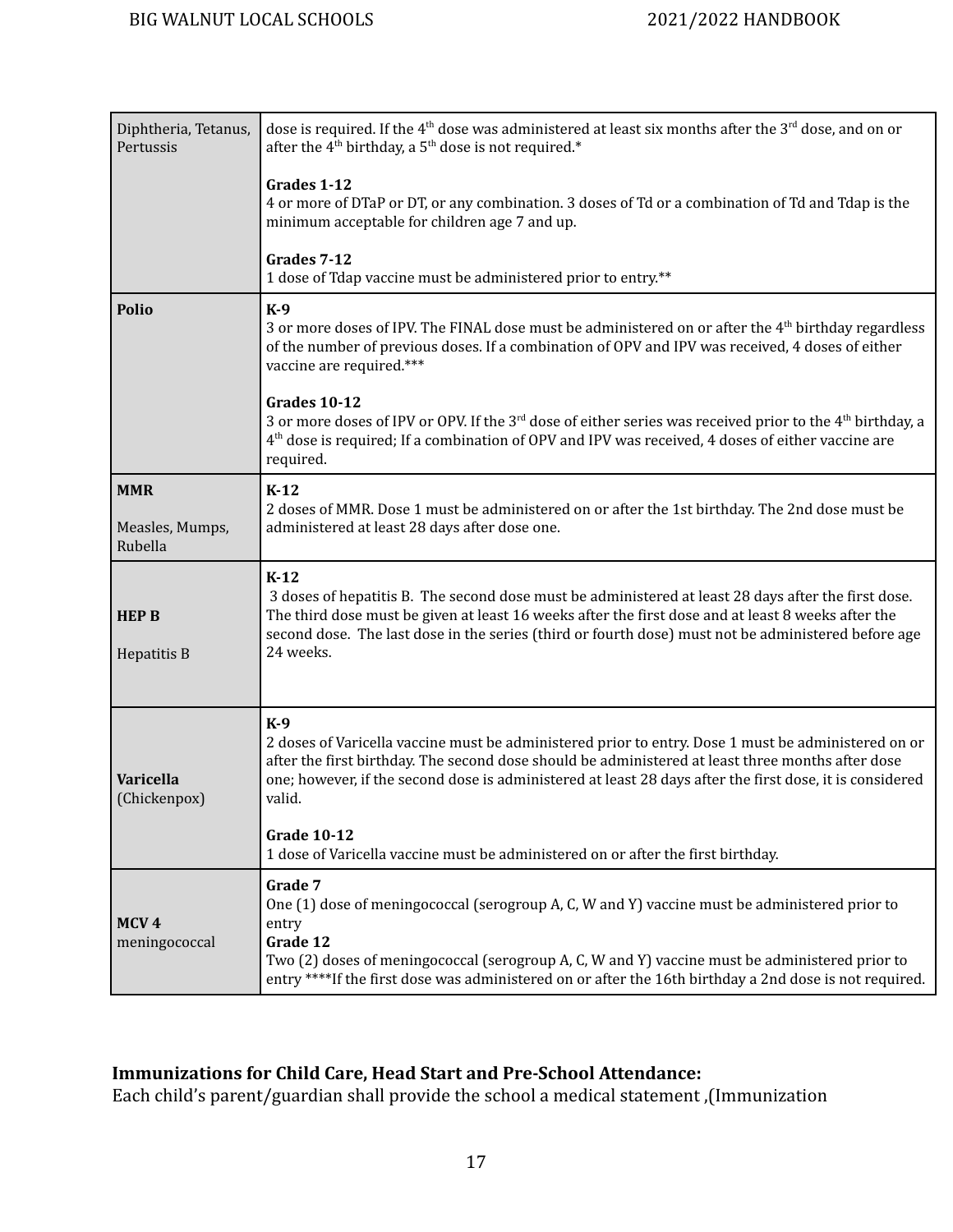| | |
|---|---|
| Diphtheria, Tetanus, Pertussis | dose is required. If the 4th dose was administered at least six months after the 3rd dose, and on or after the 4th birthday, a 5th dose is not required.*<br><br>**Grades 1-12**<br>4 or more of DTaP or DT, or any combination. 3 doses of Td or a combination of Td and Tdap is the minimum acceptable for children age 7 and up.<br><br>**Grades 7-12**<br>1 dose of Tdap vaccine must be administered prior to entry.** |
| **Polio** | **K-9**<br>3 or more doses of IPV. The FINAL dose must be administered on or after the 4th birthday regardless of the number of previous doses. If a combination of OPV and IPV was received, 4 doses of either vaccine are required.***<br><br>**Grades 10-12**<br>3 or more doses of IPV or OPV. If the 3rd dose of either series was received prior to the 4th birthday, a 4th dose is required; If a combination of OPV and IPV was received, 4 doses of either vaccine are required. |
| **MMR**<br><br>Measles, Mumps, Rubella | **K-12**<br>2 doses of MMR. Dose 1 must be administered on or after the 1st birthday. The 2nd dose must be administered at least 28 days after dose one. |
| **HEP B**<br><br>Hepatitis B | **K-12**<br>3 doses of hepatitis B. The second dose must be administered at least 28 days after the first dose. The third dose must be given at least 16 weeks after the first dose and at least 8 weeks after the second dose. The last dose in the series (third or fourth dose) must not be administered before age 24 weeks. |
| **Varicella**<br>(Chickenpox) | **K-9**<br>2 doses of Varicella vaccine must be administered prior to entry. Dose 1 must be administered on or after the first birthday. The second dose should be administered at least three months after dose one; however, if the second dose is administered at least 28 days after the first dose, it is considered valid.<br><br>**Grade 10-12**<br>1 dose of Varicella vaccine must be administered on or after the first birthday. |
| **MCV 4**<br>meningococcal | **Grade 7**<br>One (1) dose of meningococcal (serogroup A, C, W and Y) vaccine must be administered prior to entry<br>**Grade 12**<br>Two (2) doses of meningococcal (serogroup A, C, W and Y) vaccine must be administered prior to entry ****If the first dose was administered on or after the 16th birthday a 2nd dose is not required. |

**Immunizations for Child Care, Head Start and Pre-School Attendance:**
Each child's parent/guardian shall provide the school a medical statement ,(Immunization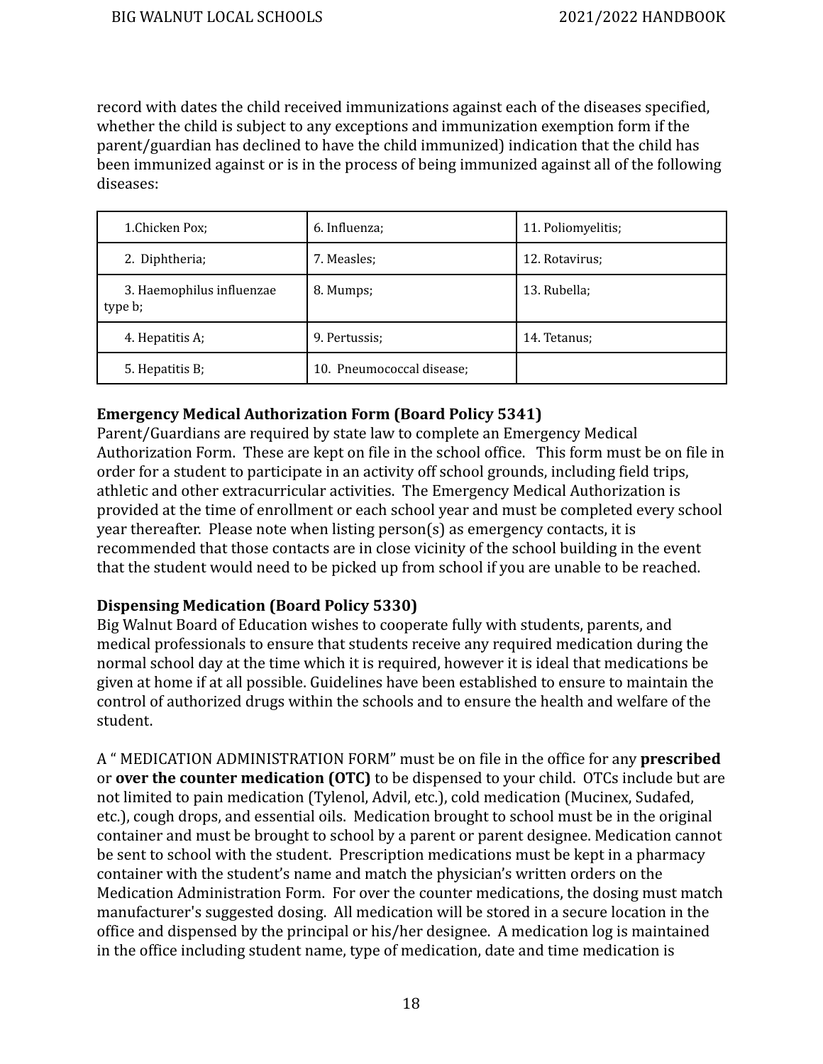record with dates the child received immunizations against each of the diseases specified, whether the child is subject to any exceptions and immunization exemption form if the parent/guardian has declined to have the child immunized) indication that the child has been immunized against or is in the process of being immunized against all of the following diseases:

| | | |
|---|---|---|
| 1.Chicken Pox; | 6. Influenza; | 11. Poliomyelitis; |
| 2. Diphtheria; | 7. Measles; | 12. Rotavirus; |
| 3. Haemophilus influenzae type b; | 8. Mumps; | 13. Rubella; |
| 4. Hepatitis A; | 9. Pertussis; | 14. Tetanus; |
| 5. Hepatitis B; | 10. Pneumococcal disease; | |

**Emergency Medical Authorization Form (Board Policy 5341)**

Parent/Guardians are required by state law to complete an Emergency Medical Authorization Form. These are kept on file in the school office. This form must be on file in order for a student to participate in an activity off school grounds, including field trips, athletic and other extracurricular activities. The Emergency Medical Authorization is provided at the time of enrollment or each school year and must be completed every school year thereafter. Please note when listing person(s) as emergency contacts, it is recommended that those contacts are in close vicinity of the school building in the event that the student would need to be picked up from school if you are unable to be reached.

**Dispensing Medication (Board Policy 5330)**

Big Walnut Board of Education wishes to cooperate fully with students, parents, and medical professionals to ensure that students receive any required medication during the normal school day at the time which it is required, however it is ideal that medications be given at home if at all possible. Guidelines have been established to ensure to maintain the control of authorized drugs within the schools and to ensure the health and welfare of the student.

A " MEDICATION ADMINISTRATION FORM" must be on file in the office for any **prescribed** or **over the counter medication (OTC)** to be dispensed to your child. OTCs include but are not limited to pain medication (Tylenol, Advil, etc.), cold medication (Mucinex, Sudafed, etc.), cough drops, and essential oils. Medication brought to school must be in the original container and must be brought to school by a parent or parent designee. Medication cannot be sent to school with the student. Prescription medications must be kept in a pharmacy container with the student's name and match the physician's written orders on the Medication Administration Form. For over the counter medications, the dosing must match manufacturer's suggested dosing. All medication will be stored in a secure location in the office and dispensed by the principal or his/her designee. A medication log is maintained in the office including student name, type of medication, date and time medication is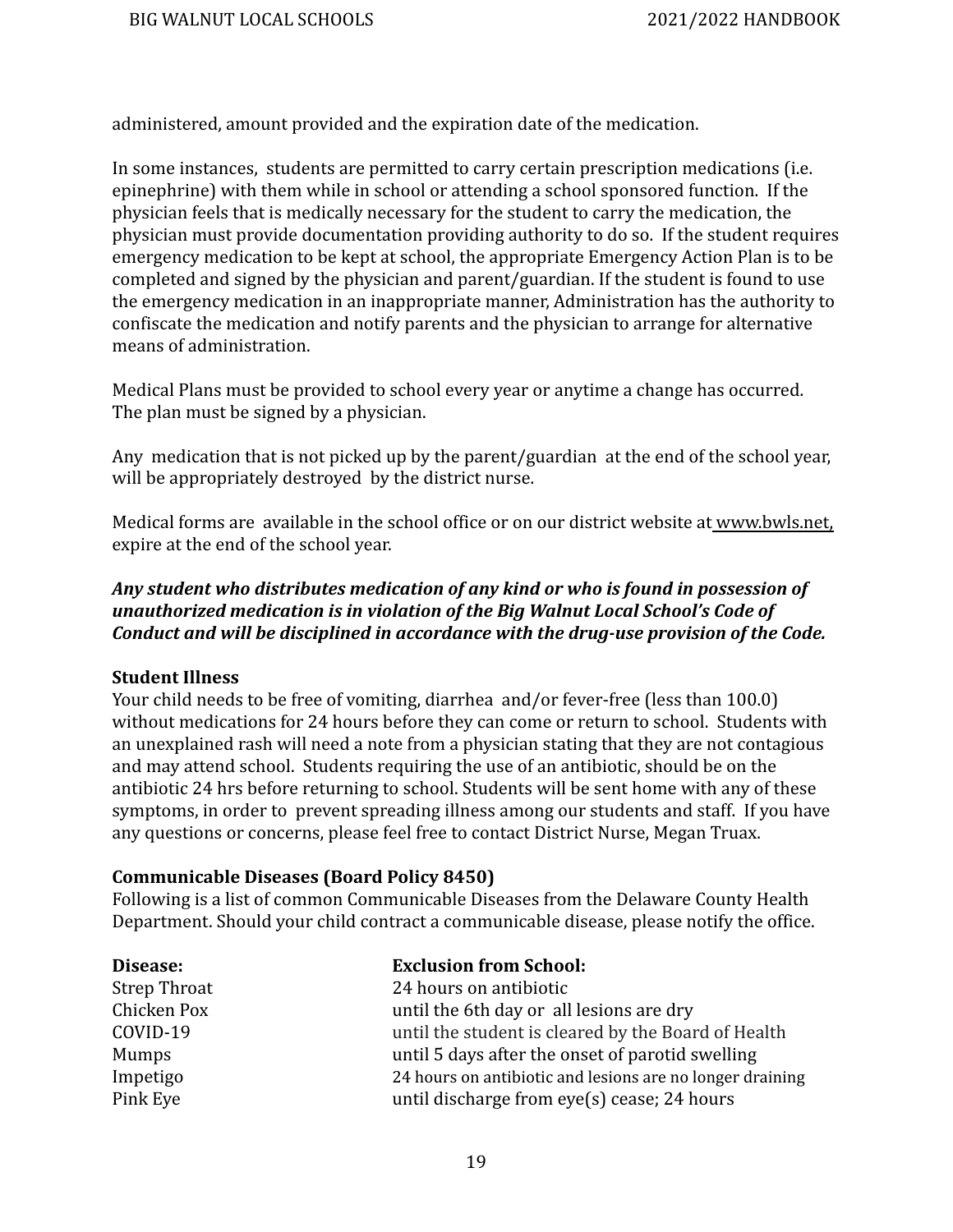administered, amount provided and the expiration date of the medication.

In some instances, students are permitted to carry certain prescription medications (i.e. epinephrine) with them while in school or attending a school sponsored function. If the physician feels that is medically necessary for the student to carry the medication, the physician must provide documentation providing authority to do so. If the student requires emergency medication to be kept at school, the appropriate Emergency Action Plan is to be completed and signed by the physician and parent/guardian. If the student is found to use the emergency medication in an inappropriate manner, Administration has the authority to confiscate the medication and notify parents and the physician to arrange for alternative means of administration.

Medical Plans must be provided to school every year or anytime a change has occurred. The plan must be signed by a physician.

Any medication that is not picked up by the parent/guardian at the end of the school year, will be appropriately destroyed by the district nurse.

Medical forms are available in the school office or on our district website at www.bwls.net, expire at the end of the school year.

***Any student who distributes medication of any kind or who is found in possession of unauthorized medication is in violation of the Big Walnut Local School's Code of Conduct and will be disciplined in accordance with the drug-use provision of the Code.***

**Student Illness**

Your child needs to be free of vomiting, diarrhea and/or fever-free (less than 100.0) without medications for 24 hours before they can come or return to school. Students with an unexplained rash will need a note from a physician stating that they are not contagious and may attend school. Students requiring the use of an antibiotic, should be on the antibiotic 24 hrs before returning to school. Students will be sent home with any of these symptoms, in order to prevent spreading illness among our students and staff. If you have any questions or concerns, please feel free to contact District Nurse, Megan Truax.

**Communicable Diseases (Board Policy 8450)**

Following is a list of common Communicable Diseases from the Delaware County Health Department. Should your child contract a communicable disease, please notify the office.

| **Disease:** | **Exclusion from School:** |
|---|---|
| Strep Throat | 24 hours on antibiotic |
| Chicken Pox | until the 6th day or all lesions are dry |
| COVID-19 | until the student is cleared by the Board of Health |
| Mumps | until 5 days after the onset of parotid swelling |
| Impetigo | 24 hours on antibiotic and lesions are no longer draining |
| Pink Eye | until discharge from eye(s) cease; 24 hours |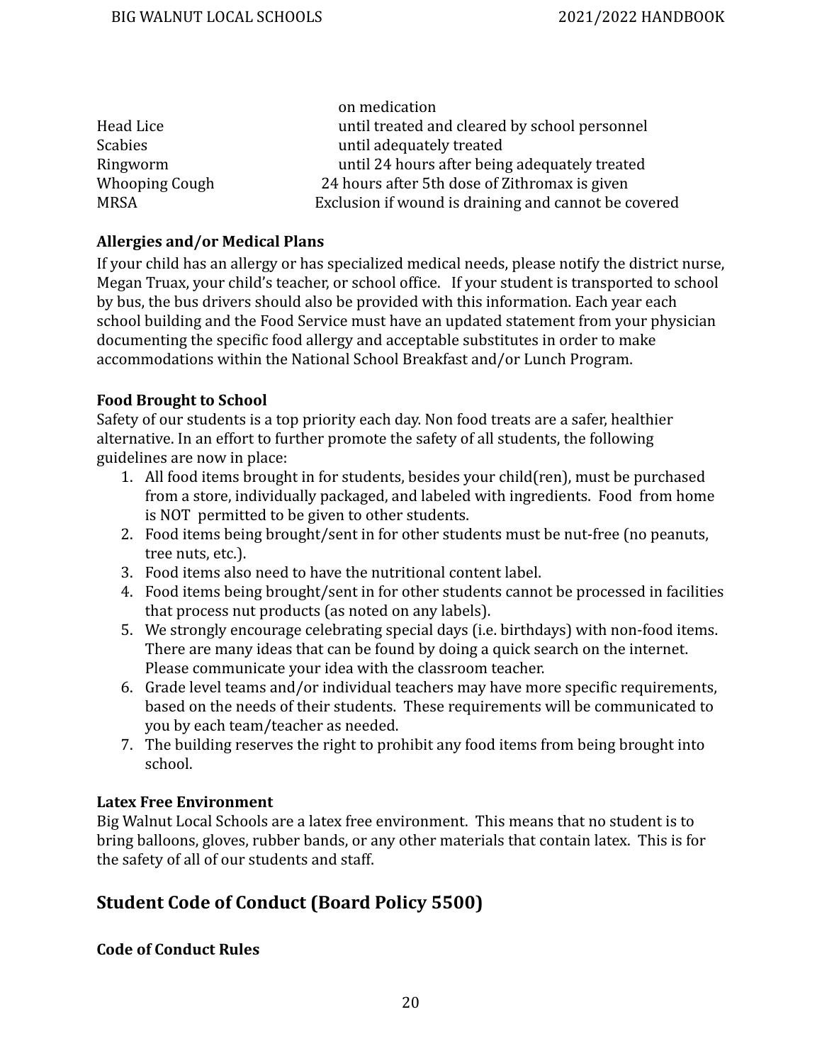| | |
|---|---|
| | on medication |
| Head Lice | until treated and cleared by school personnel |
| Scabies | until adequately treated |
| Ringworm | until 24 hours after being adequately treated |
| Whooping Cough | 24 hours after 5th dose of Zithromax is given |
| MRSA | Exclusion if wound is draining and cannot be covered |

**Allergies and/or Medical Plans**

If your child has an allergy or has specialized medical needs, please notify the district nurse, Megan Truax, your child's teacher, or school office. If your student is transported to school by bus, the bus drivers should also be provided with this information. Each year each school building and the Food Service must have an updated statement from your physician documenting the specific food allergy and acceptable substitutes in order to make accommodations within the National School Breakfast and/or Lunch Program.

**Food Brought to School**

Safety of our students is a top priority each day. Non food treats are a safer, healthier alternative. In an effort to further promote the safety of all students, the following guidelines are now in place:

1. All food items brought in for students, besides your child(ren), must be purchased from a store, individually packaged, and labeled with ingredients. Food from home is NOT permitted to be given to other students.
2. Food items being brought/sent in for other students must be nut-free (no peanuts, tree nuts, etc.).
3. Food items also need to have the nutritional content label.
4. Food items being brought/sent in for other students cannot be processed in facilities that process nut products (as noted on any labels).
5. We strongly encourage celebrating special days (i.e. birthdays) with non-food items. There are many ideas that can be found by doing a quick search on the internet. Please communicate your idea with the classroom teacher.
6. Grade level teams and/or individual teachers may have more specific requirements, based on the needs of their students. These requirements will be communicated to you by each team/teacher as needed.
7. The building reserves the right to prohibit any food items from being brought into school.

**Latex Free Environment**

Big Walnut Local Schools are a latex free environment. This means that no student is to bring balloons, gloves, rubber bands, or any other materials that contain latex. This is for the safety of all of our students and staff.

## Student Code of Conduct (Board Policy 5500)

**Code of Conduct Rules**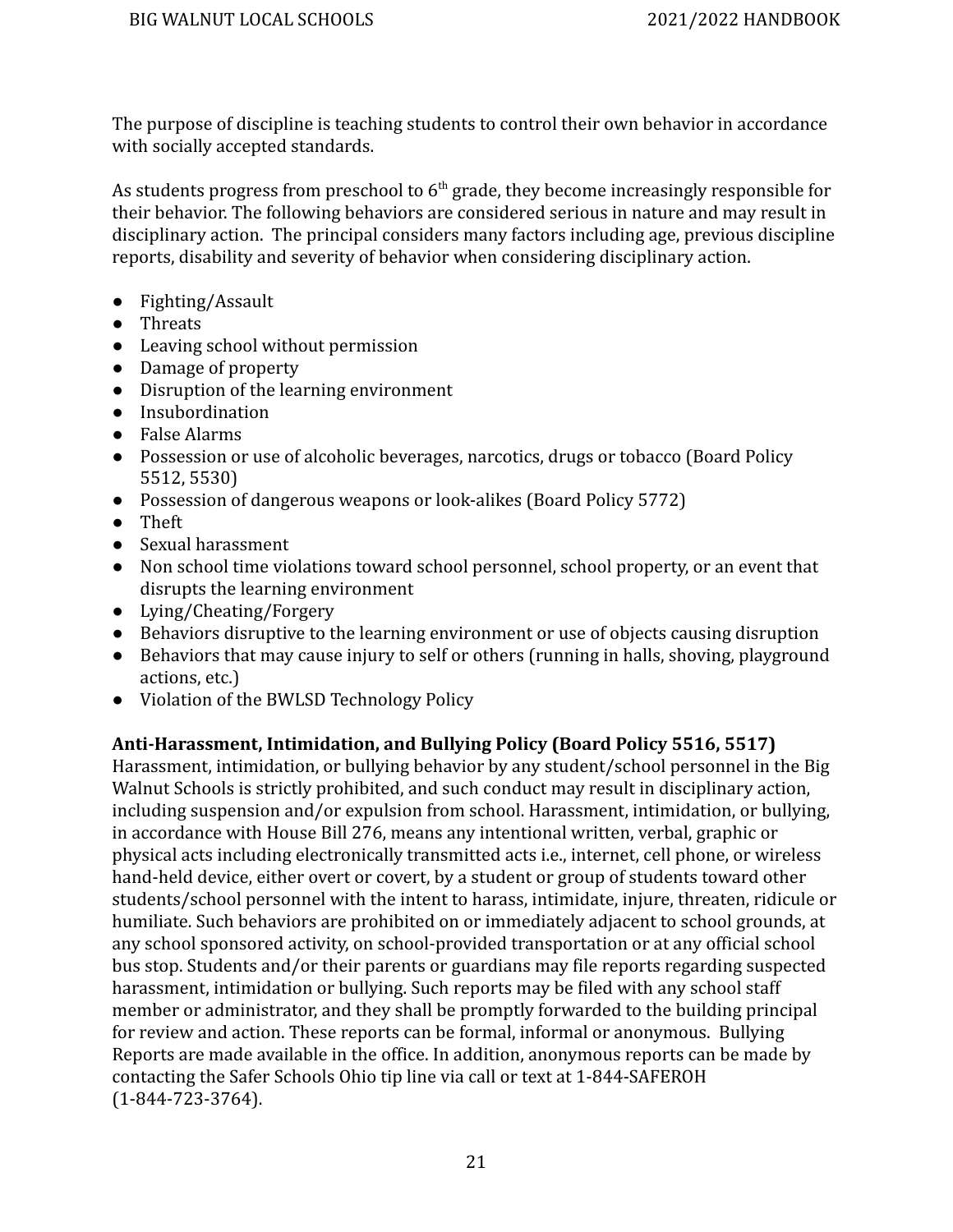The purpose of discipline is teaching students to control their own behavior in accordance with socially accepted standards.

As students progress from preschool to 6th grade, they become increasingly responsible for their behavior. The following behaviors are considered serious in nature and may result in disciplinary action. The principal considers many factors including age, previous discipline reports, disability and severity of behavior when considering disciplinary action.

- Fighting/Assault
- Threats
- Leaving school without permission
- Damage of property
- Disruption of the learning environment
- Insubordination
- False Alarms
- Possession or use of alcoholic beverages, narcotics, drugs or tobacco (Board Policy 5512, 5530)
- Possession of dangerous weapons or look-alikes (Board Policy 5772)
- Theft
- Sexual harassment
- Non school time violations toward school personnel, school property, or an event that disrupts the learning environment
- Lying/Cheating/Forgery
- Behaviors disruptive to the learning environment or use of objects causing disruption
- Behaviors that may cause injury to self or others (running in halls, shoving, playground actions, etc.)
- Violation of the BWLSD Technology Policy

**Anti-Harassment, Intimidation, and Bullying Policy (Board Policy 5516, 5517)**
Harassment, intimidation, or bullying behavior by any student/school personnel in the Big Walnut Schools is strictly prohibited, and such conduct may result in disciplinary action, including suspension and/or expulsion from school. Harassment, intimidation, or bullying, in accordance with House Bill 276, means any intentional written, verbal, graphic or physical acts including electronically transmitted acts i.e., internet, cell phone, or wireless hand-held device, either overt or covert, by a student or group of students toward other students/school personnel with the intent to harass, intimidate, injure, threaten, ridicule or humiliate. Such behaviors are prohibited on or immediately adjacent to school grounds, at any school sponsored activity, on school-provided transportation or at any official school bus stop. Students and/or their parents or guardians may file reports regarding suspected harassment, intimidation or bullying. Such reports may be filed with any school staff member or administrator, and they shall be promptly forwarded to the building principal for review and action. These reports can be formal, informal or anonymous. Bullying Reports are made available in the office. In addition, anonymous reports can be made by contacting the Safer Schools Ohio tip line via call or text at 1-844-SAFEROH (1-844-723-3764).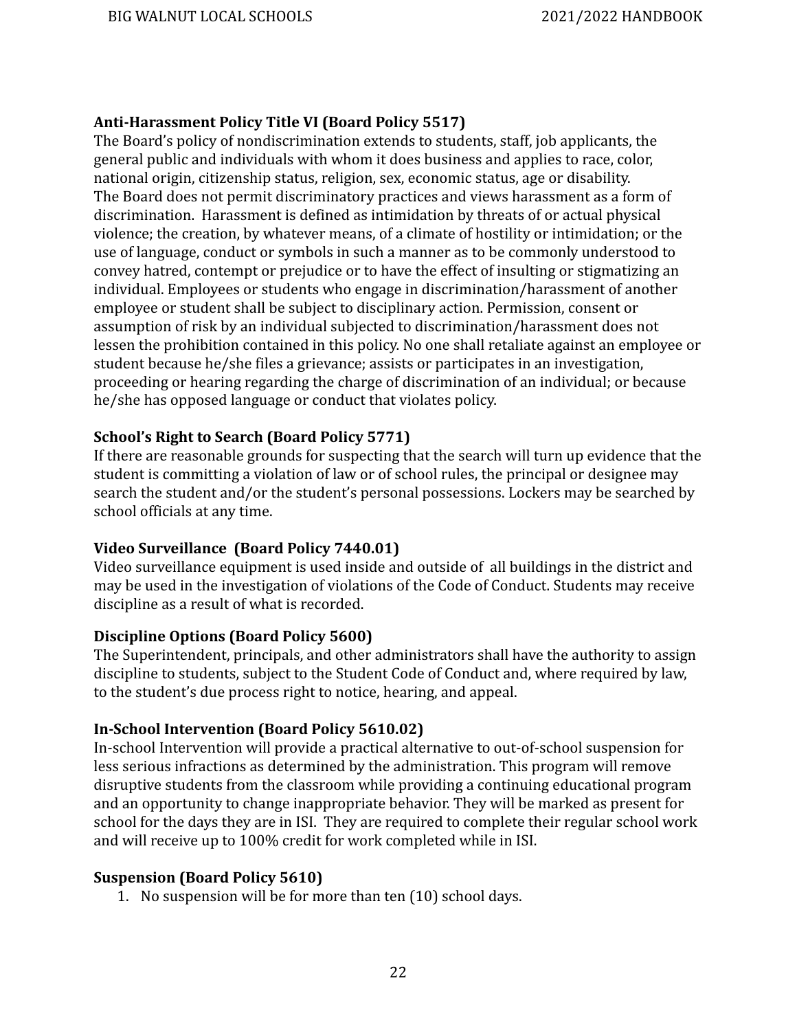**Anti-Harassment Policy Title VI (Board Policy 5517)**

The Board's policy of nondiscrimination extends to students, staff, job applicants, the general public and individuals with whom it does business and applies to race, color, national origin, citizenship status, religion, sex, economic status, age or disability. The Board does not permit discriminatory practices and views harassment as a form of discrimination. Harassment is defined as intimidation by threats of or actual physical violence; the creation, by whatever means, of a climate of hostility or intimidation; or the use of language, conduct or symbols in such a manner as to be commonly understood to convey hatred, contempt or prejudice or to have the effect of insulting or stigmatizing an individual. Employees or students who engage in discrimination/harassment of another employee or student shall be subject to disciplinary action. Permission, consent or assumption of risk by an individual subjected to discrimination/harassment does not lessen the prohibition contained in this policy. No one shall retaliate against an employee or student because he/she files a grievance; assists or participates in an investigation, proceeding or hearing regarding the charge of discrimination of an individual; or because he/she has opposed language or conduct that violates policy.

**School's Right to Search (Board Policy 5771)**

If there are reasonable grounds for suspecting that the search will turn up evidence that the student is committing a violation of law or of school rules, the principal or designee may search the student and/or the student's personal possessions. Lockers may be searched by school officials at any time.

**Video Surveillance (Board Policy 7440.01)**

Video surveillance equipment is used inside and outside of all buildings in the district and may be used in the investigation of violations of the Code of Conduct. Students may receive discipline as a result of what is recorded.

**Discipline Options (Board Policy 5600)**

The Superintendent, principals, and other administrators shall have the authority to assign discipline to students, subject to the Student Code of Conduct and, where required by law, to the student's due process right to notice, hearing, and appeal.

**In-School Intervention (Board Policy 5610.02)**

In-school Intervention will provide a practical alternative to out-of-school suspension for less serious infractions as determined by the administration. This program will remove disruptive students from the classroom while providing a continuing educational program and an opportunity to change inappropriate behavior. They will be marked as present for school for the days they are in ISI. They are required to complete their regular school work and will receive up to 100% credit for work completed while in ISI.

**Suspension (Board Policy 5610)**

1. No suspension will be for more than ten (10) school days.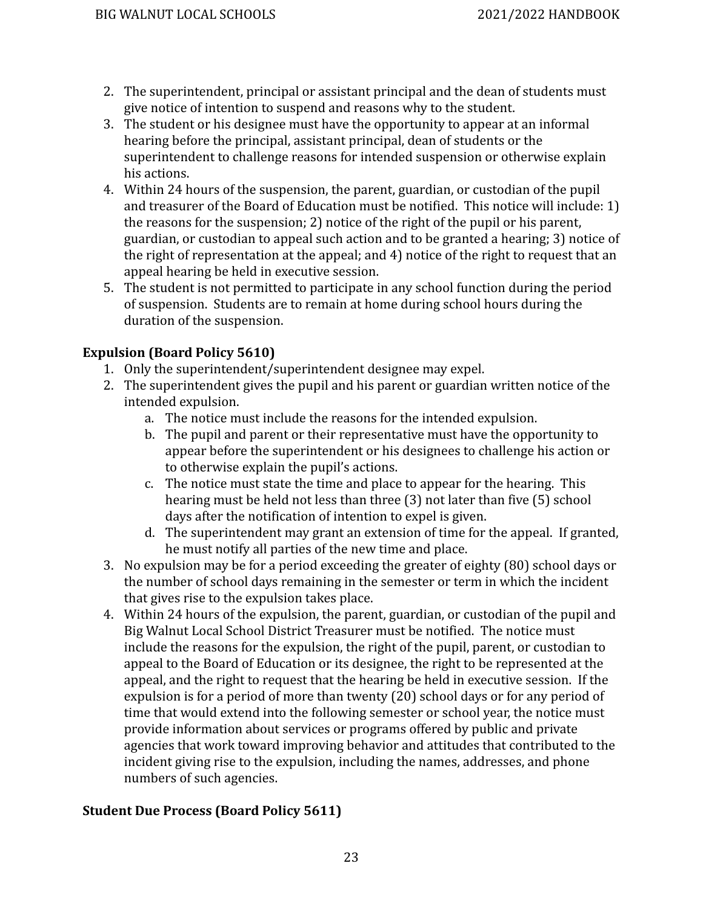2. The superintendent, principal or assistant principal and the dean of students must give notice of intention to suspend and reasons why to the student.
3. The student or his designee must have the opportunity to appear at an informal hearing before the principal, assistant principal, dean of students or the superintendent to challenge reasons for intended suspension or otherwise explain his actions.
4. Within 24 hours of the suspension, the parent, guardian, or custodian of the pupil and treasurer of the Board of Education must be notified. This notice will include: 1) the reasons for the suspension; 2) notice of the right of the pupil or his parent, guardian, or custodian to appeal such action and to be granted a hearing; 3) notice of the right of representation at the appeal; and 4) notice of the right to request that an appeal hearing be held in executive session.
5. The student is not permitted to participate in any school function during the period of suspension. Students are to remain at home during school hours during the duration of the suspension.

**Expulsion (Board Policy 5610)**

1. Only the superintendent/superintendent designee may expel.
2. The superintendent gives the pupil and his parent or guardian written notice of the intended expulsion.
    a. The notice must include the reasons for the intended expulsion.
    b. The pupil and parent or their representative must have the opportunity to appear before the superintendent or his designees to challenge his action or to otherwise explain the pupil's actions.
    c. The notice must state the time and place to appear for the hearing. This hearing must be held not less than three (3) not later than five (5) school days after the notification of intention to expel is given.
    d. The superintendent may grant an extension of time for the appeal. If granted, he must notify all parties of the new time and place.
3. No expulsion may be for a period exceeding the greater of eighty (80) school days or the number of school days remaining in the semester or term in which the incident that gives rise to the expulsion takes place.
4. Within 24 hours of the expulsion, the parent, guardian, or custodian of the pupil and Big Walnut Local School District Treasurer must be notified. The notice must include the reasons for the expulsion, the right of the pupil, parent, or custodian to appeal to the Board of Education or its designee, the right to be represented at the appeal, and the right to request that the hearing be held in executive session. If the expulsion is for a period of more than twenty (20) school days or for any period of time that would extend into the following semester or school year, the notice must provide information about services or programs offered by public and private agencies that work toward improving behavior and attitudes that contributed to the incident giving rise to the expulsion, including the names, addresses, and phone numbers of such agencies.

**Student Due Process (Board Policy 5611)**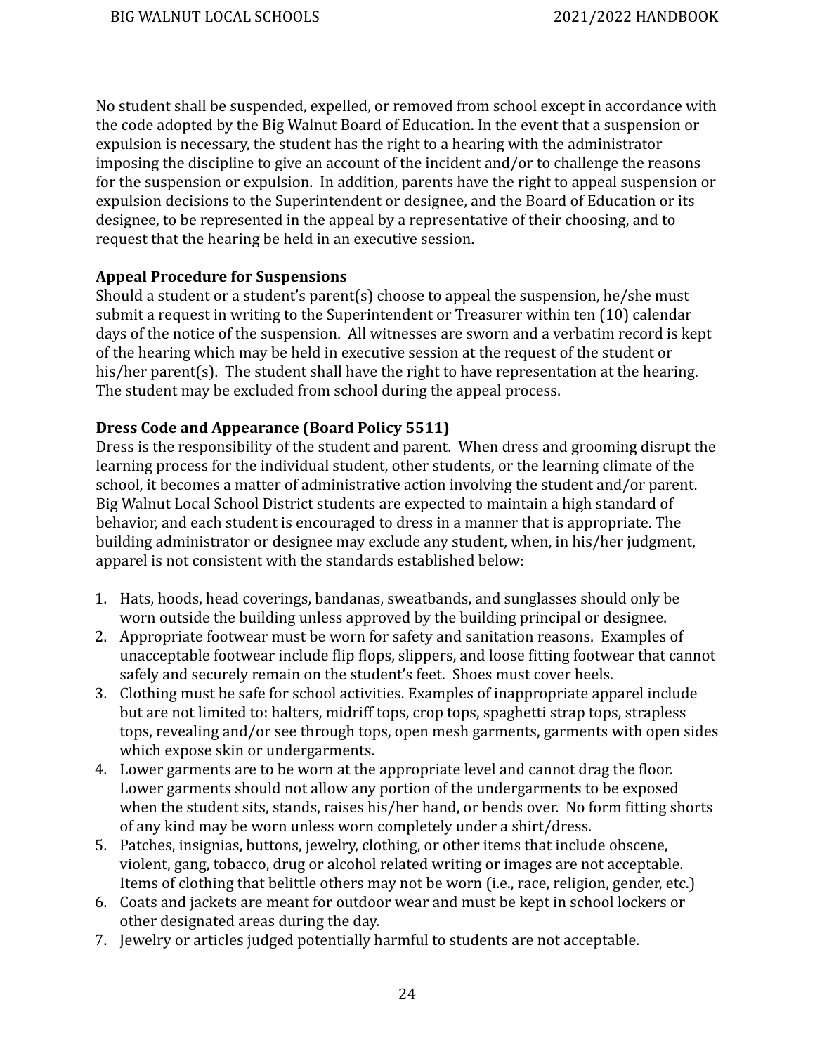No student shall be suspended, expelled, or removed from school except in accordance with the code adopted by the Big Walnut Board of Education. In the event that a suspension or expulsion is necessary, the student has the right to a hearing with the administrator imposing the discipline to give an account of the incident and/or to challenge the reasons for the suspension or expulsion. In addition, parents have the right to appeal suspension or expulsion decisions to the Superintendent or designee, and the Board of Education or its designee, to be represented in the appeal by a representative of their choosing, and to request that the hearing be held in an executive session.

**Appeal Procedure for Suspensions**

Should a student or a student's parent(s) choose to appeal the suspension, he/she must submit a request in writing to the Superintendent or Treasurer within ten (10) calendar days of the notice of the suspension. All witnesses are sworn and a verbatim record is kept of the hearing which may be held in executive session at the request of the student or his/her parent(s). The student shall have the right to have representation at the hearing. The student may be excluded from school during the appeal process.

**Dress Code and Appearance (Board Policy 5511)**

Dress is the responsibility of the student and parent. When dress and grooming disrupt the learning process for the individual student, other students, or the learning climate of the school, it becomes a matter of administrative action involving the student and/or parent. Big Walnut Local School District students are expected to maintain a high standard of behavior, and each student is encouraged to dress in a manner that is appropriate. The building administrator or designee may exclude any student, when, in his/her judgment, apparel is not consistent with the standards established below:

1. Hats, hoods, head coverings, bandanas, sweatbands, and sunglasses should only be worn outside the building unless approved by the building principal or designee.
2. Appropriate footwear must be worn for safety and sanitation reasons. Examples of unacceptable footwear include flip flops, slippers, and loose fitting footwear that cannot safely and securely remain on the student's feet. Shoes must cover heels.
3. Clothing must be safe for school activities. Examples of inappropriate apparel include but are not limited to: halters, midriff tops, crop tops, spaghetti strap tops, strapless tops, revealing and/or see through tops, open mesh garments, garments with open sides which expose skin or undergarments.
4. Lower garments are to be worn at the appropriate level and cannot drag the floor. Lower garments should not allow any portion of the undergarments to be exposed when the student sits, stands, raises his/her hand, or bends over. No form fitting shorts of any kind may be worn unless worn completely under a shirt/dress.
5. Patches, insignias, buttons, jewelry, clothing, or other items that include obscene, violent, gang, tobacco, drug or alcohol related writing or images are not acceptable. Items of clothing that belittle others may not be worn (i.e., race, religion, gender, etc.)
6. Coats and jackets are meant for outdoor wear and must be kept in school lockers or other designated areas during the day.
7. Jewelry or articles judged potentially harmful to students are not acceptable.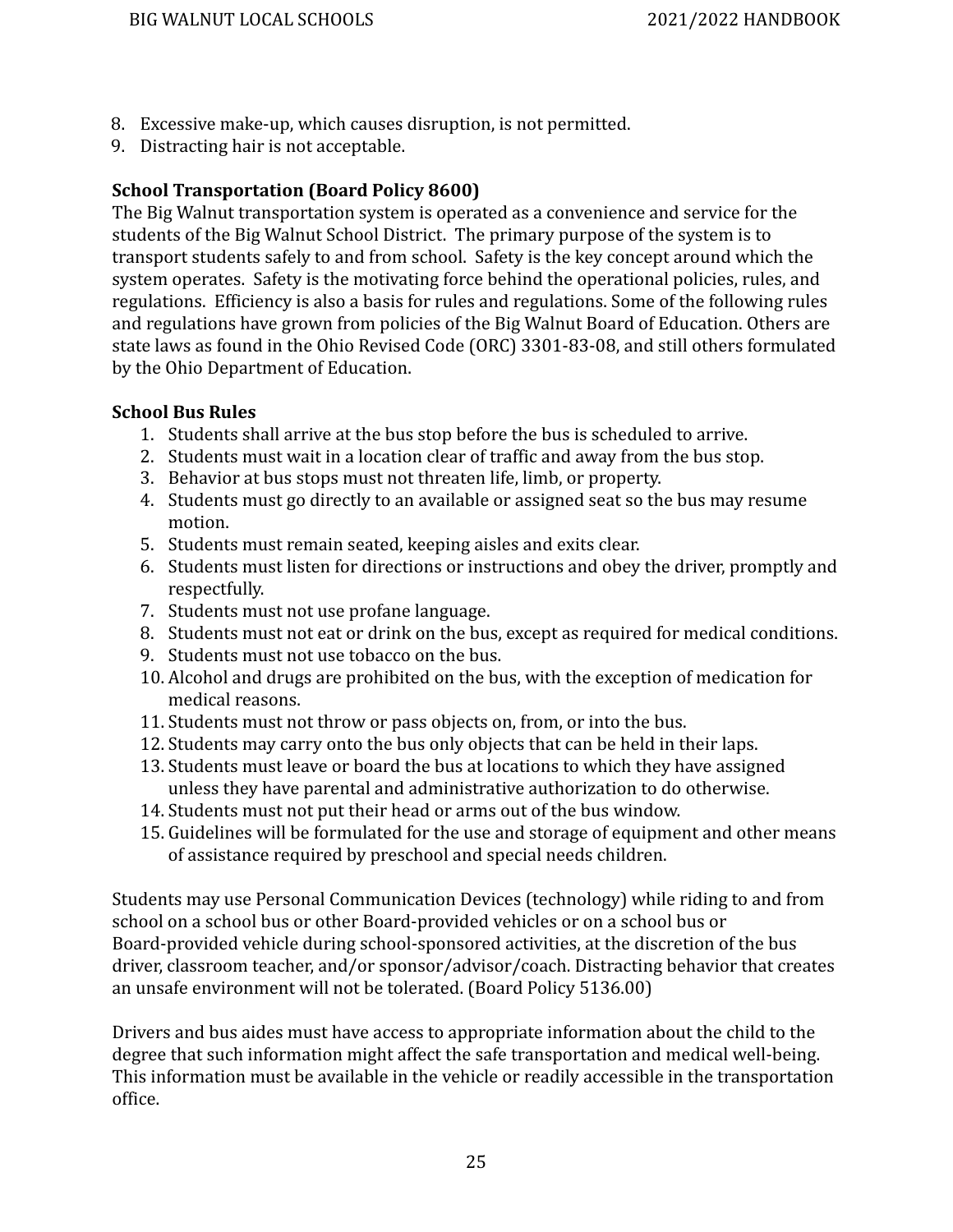8. Excessive make-up, which causes disruption, is not permitted.
9. Distracting hair is not acceptable.

**School Transportation (Board Policy 8600)**

The Big Walnut transportation system is operated as a convenience and service for the students of the Big Walnut School District. The primary purpose of the system is to transport students safely to and from school. Safety is the key concept around which the system operates. Safety is the motivating force behind the operational policies, rules, and regulations. Efficiency is also a basis for rules and regulations. Some of the following rules and regulations have grown from policies of the Big Walnut Board of Education. Others are state laws as found in the Ohio Revised Code (ORC) 3301-83-08, and still others formulated by the Ohio Department of Education.

**School Bus Rules**

1. Students shall arrive at the bus stop before the bus is scheduled to arrive.
2. Students must wait in a location clear of traffic and away from the bus stop.
3. Behavior at bus stops must not threaten life, limb, or property.
4. Students must go directly to an available or assigned seat so the bus may resume motion.
5. Students must remain seated, keeping aisles and exits clear.
6. Students must listen for directions or instructions and obey the driver, promptly and respectfully.
7. Students must not use profane language.
8. Students must not eat or drink on the bus, except as required for medical conditions.
9. Students must not use tobacco on the bus.
10. Alcohol and drugs are prohibited on the bus, with the exception of medication for medical reasons.
11. Students must not throw or pass objects on, from, or into the bus.
12. Students may carry onto the bus only objects that can be held in their laps.
13. Students must leave or board the bus at locations to which they have assigned unless they have parental and administrative authorization to do otherwise.
14. Students must not put their head or arms out of the bus window.
15. Guidelines will be formulated for the use and storage of equipment and other means of assistance required by preschool and special needs children.

Students may use Personal Communication Devices (technology) while riding to and from school on a school bus or other Board-provided vehicles or on a school bus or Board-provided vehicle during school-sponsored activities, at the discretion of the bus driver, classroom teacher, and/or sponsor/advisor/coach. Distracting behavior that creates an unsafe environment will not be tolerated. (Board Policy 5136.00)

Drivers and bus aides must have access to appropriate information about the child to the degree that such information might affect the safe transportation and medical well-being. This information must be available in the vehicle or readily accessible in the transportation office.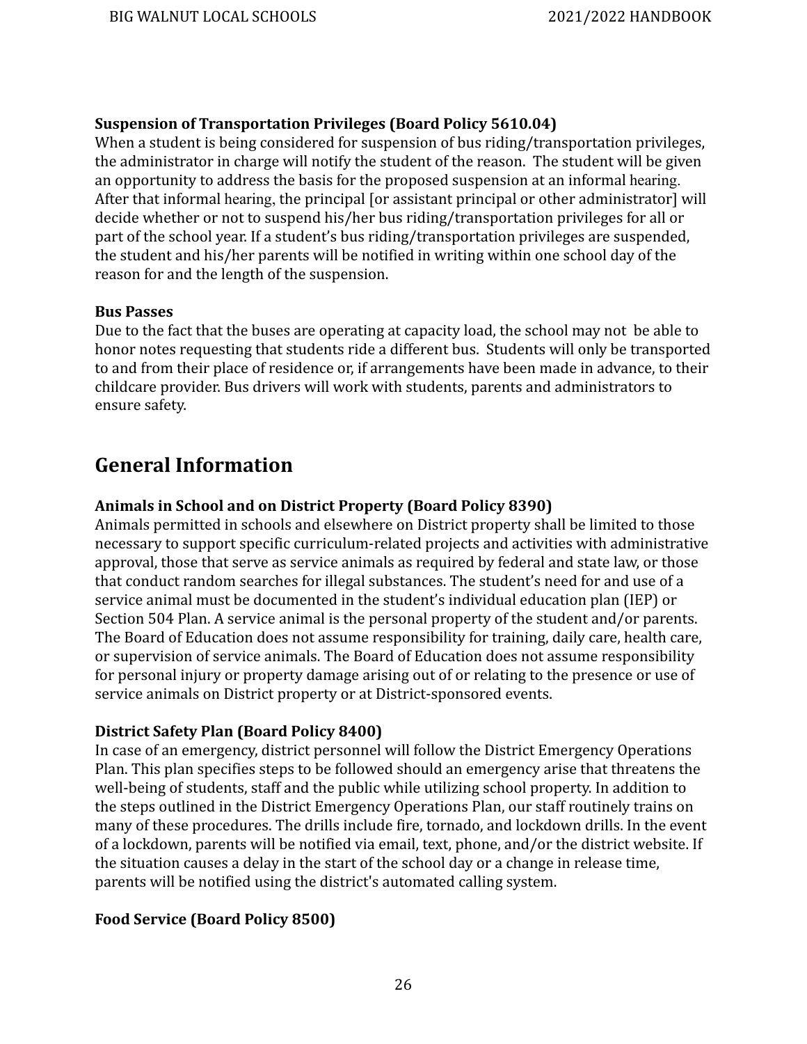**Suspension of Transportation Privileges (Board Policy 5610.04)**
When a student is being considered for suspension of bus riding/transportation privileges, the administrator in charge will notify the student of the reason. The student will be given an opportunity to address the basis for the proposed suspension at an informal hearing. After that informal hearing, the principal [or assistant principal or other administrator] will decide whether or not to suspend his/her bus riding/transportation privileges for all or part of the school year. If a student's bus riding/transportation privileges are suspended, the student and his/her parents will be notified in writing within one school day of the reason for and the length of the suspension.

**Bus Passes**
Due to the fact that the buses are operating at capacity load, the school may not be able to honor notes requesting that students ride a different bus. Students will only be transported to and from their place of residence or, if arrangements have been made in advance, to their childcare provider. Bus drivers will work with students, parents and administrators to ensure safety.

## General Information

**Animals in School and on District Property (Board Policy 8390)**
Animals permitted in schools and elsewhere on District property shall be limited to those necessary to support specific curriculum-related projects and activities with administrative approval, those that serve as service animals as required by federal and state law, or those that conduct random searches for illegal substances. The student's need for and use of a service animal must be documented in the student's individual education plan (IEP) or Section 504 Plan. A service animal is the personal property of the student and/or parents. The Board of Education does not assume responsibility for training, daily care, health care, or supervision of service animals. The Board of Education does not assume responsibility for personal injury or property damage arising out of or relating to the presence or use of service animals on District property or at District-sponsored events.

**District Safety Plan (Board Policy 8400)**
In case of an emergency, district personnel will follow the District Emergency Operations Plan. This plan specifies steps to be followed should an emergency arise that threatens the well-being of students, staff and the public while utilizing school property. In addition to the steps outlined in the District Emergency Operations Plan, our staff routinely trains on many of these procedures. The drills include fire, tornado, and lockdown drills. In the event of a lockdown, parents will be notified via email, text, phone, and/or the district website. If the situation causes a delay in the start of the school day or a change in release time, parents will be notified using the district's automated calling system.

**Food Service (Board Policy 8500)**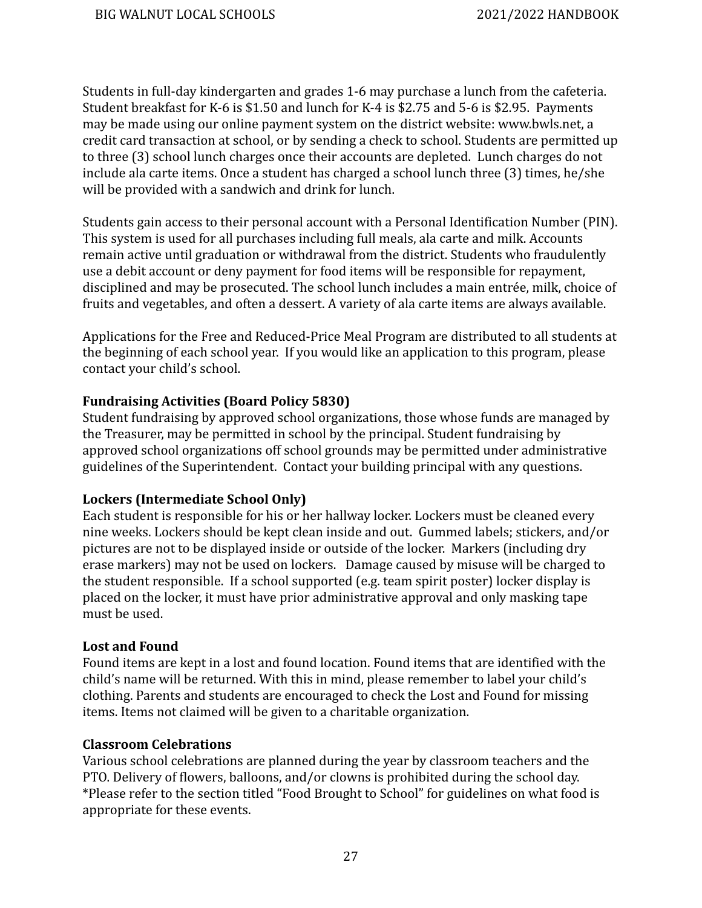Students in full-day kindergarten and grades 1-6 may purchase a lunch from the cafeteria. Student breakfast for K-6 is $1.50 and lunch for K-4 is $2.75 and 5-6 is $2.95. Payments may be made using our online payment system on the district website: www.bwls.net, a credit card transaction at school, or by sending a check to school. Students are permitted up to three (3) school lunch charges once their accounts are depleted. Lunch charges do not include ala carte items. Once a student has charged a school lunch three (3) times, he/she will be provided with a sandwich and drink for lunch.

Students gain access to their personal account with a Personal Identification Number (PIN). This system is used for all purchases including full meals, ala carte and milk. Accounts remain active until graduation or withdrawal from the district. Students who fraudulently use a debit account or deny payment for food items will be responsible for repayment, disciplined and may be prosecuted. The school lunch includes a main entrée, milk, choice of fruits and vegetables, and often a dessert. A variety of ala carte items are always available.

Applications for the Free and Reduced-Price Meal Program are distributed to all students at the beginning of each school year. If you would like an application to this program, please contact your child's school.

**Fundraising Activities (Board Policy 5830)**
Student fundraising by approved school organizations, those whose funds are managed by the Treasurer, may be permitted in school by the principal. Student fundraising by approved school organizations off school grounds may be permitted under administrative guidelines of the Superintendent. Contact your building principal with any questions.

**Lockers (Intermediate School Only)**
Each student is responsible for his or her hallway locker. Lockers must be cleaned every nine weeks. Lockers should be kept clean inside and out. Gummed labels; stickers, and/or pictures are not to be displayed inside or outside of the locker. Markers (including dry erase markers) may not be used on lockers. Damage caused by misuse will be charged to the student responsible. If a school supported (e.g. team spirit poster) locker display is placed on the locker, it must have prior administrative approval and only masking tape must be used.

**Lost and Found**
Found items are kept in a lost and found location. Found items that are identified with the child's name will be returned. With this in mind, please remember to label your child's clothing. Parents and students are encouraged to check the Lost and Found for missing items. Items not claimed will be given to a charitable organization.

**Classroom Celebrations**
Various school celebrations are planned during the year by classroom teachers and the PTO. Delivery of flowers, balloons, and/or clowns is prohibited during the school day. *Please refer to the section titled "Food Brought to School" for guidelines on what food is appropriate for these events.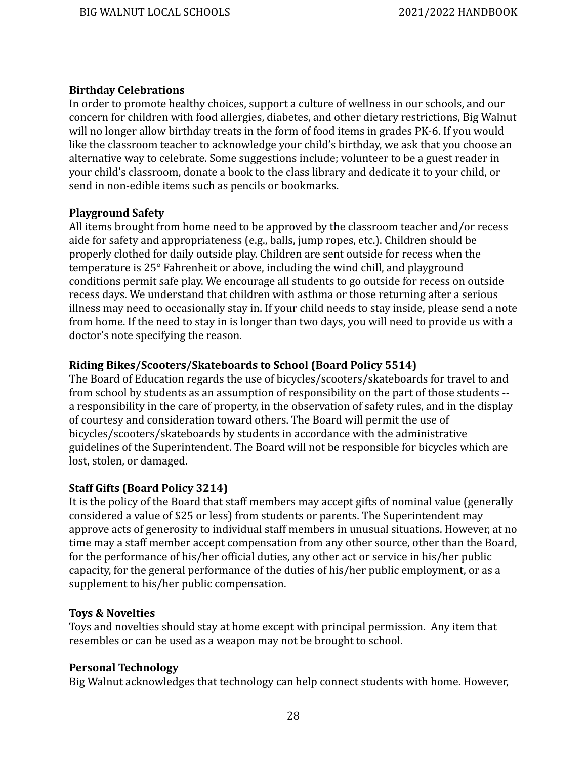**Birthday Celebrations**

In order to promote healthy choices, support a culture of wellness in our schools, and our concern for children with food allergies, diabetes, and other dietary restrictions, Big Walnut will no longer allow birthday treats in the form of food items in grades PK-6. If you would like the classroom teacher to acknowledge your child's birthday, we ask that you choose an alternative way to celebrate. Some suggestions include; volunteer to be a guest reader in your child's classroom, donate a book to the class library and dedicate it to your child, or send in non-edible items such as pencils or bookmarks.

**Playground Safety**

All items brought from home need to be approved by the classroom teacher and/or recess aide for safety and appropriateness (e.g., balls, jump ropes, etc.). Children should be properly clothed for daily outside play. Children are sent outside for recess when the temperature is 25° Fahrenheit or above, including the wind chill, and playground conditions permit safe play. We encourage all students to go outside for recess on outside recess days. We understand that children with asthma or those returning after a serious illness may need to occasionally stay in. If your child needs to stay inside, please send a note from home. If the need to stay in is longer than two days, you will need to provide us with a doctor's note specifying the reason.

**Riding Bikes/Scooters/Skateboards to School (Board Policy 5514)**

The Board of Education regards the use of bicycles/scooters/skateboards for travel to and from school by students as an assumption of responsibility on the part of those students -- a responsibility in the care of property, in the observation of safety rules, and in the display of courtesy and consideration toward others. The Board will permit the use of bicycles/scooters/skateboards by students in accordance with the administrative guidelines of the Superintendent. The Board will not be responsible for bicycles which are lost, stolen, or damaged.

**Staff Gifts (Board Policy 3214)**

It is the policy of the Board that staff members may accept gifts of nominal value (generally considered a value of $25 or less) from students or parents. The Superintendent may approve acts of generosity to individual staff members in unusual situations. However, at no time may a staff member accept compensation from any other source, other than the Board, for the performance of his/her official duties, any other act or service in his/her public capacity, for the general performance of the duties of his/her public employment, or as a supplement to his/her public compensation.

**Toys & Novelties**

Toys and novelties should stay at home except with principal permission. Any item that resembles or can be used as a weapon may not be brought to school.

**Personal Technology**

Big Walnut acknowledges that technology can help connect students with home. However,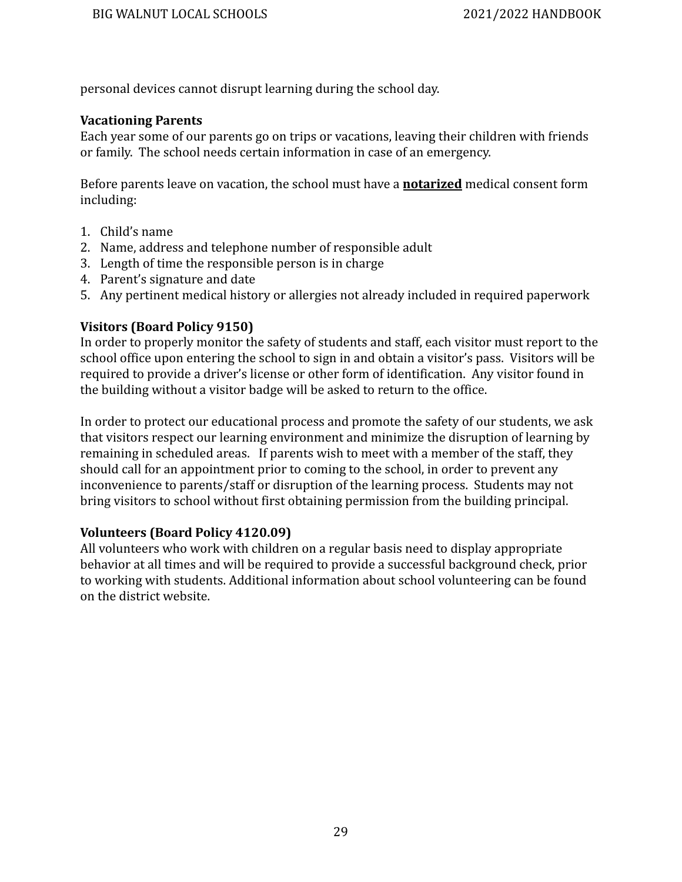personal devices cannot disrupt learning during the school day.

**Vacationing Parents**
Each year some of our parents go on trips or vacations, leaving their children with friends or family. The school needs certain information in case of an emergency.

Before parents leave on vacation, the school must have a **notarized** medical consent form including:

1. Child's name
2. Name, address and telephone number of responsible adult
3. Length of time the responsible person is in charge
4. Parent's signature and date
5. Any pertinent medical history or allergies not already included in required paperwork

**Visitors (Board Policy 9150)**
In order to properly monitor the safety of students and staff, each visitor must report to the school office upon entering the school to sign in and obtain a visitor's pass. Visitors will be required to provide a driver's license or other form of identification. Any visitor found in the building without a visitor badge will be asked to return to the office.

In order to protect our educational process and promote the safety of our students, we ask that visitors respect our learning environment and minimize the disruption of learning by remaining in scheduled areas. If parents wish to meet with a member of the staff, they should call for an appointment prior to coming to the school, in order to prevent any inconvenience to parents/staff or disruption of the learning process. Students may not bring visitors to school without first obtaining permission from the building principal.

**Volunteers (Board Policy 4120.09)**
All volunteers who work with children on a regular basis need to display appropriate behavior at all times and will be required to provide a successful background check, prior to working with students. Additional information about school volunteering can be found on the district website.